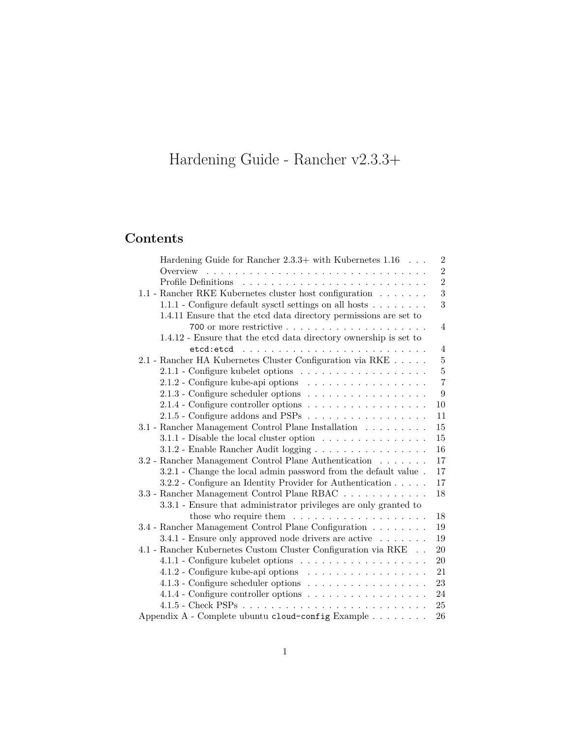# Hardening Guide - Rancher v2.3.3+

## Contents

- Hardening Guide for Rancher 2.3.3+ with Kubernetes 1.16 . . . 2
- Overview . . . 2
- Profile Definitions . . . 2
- 1.1 - Rancher RKE Kubernetes cluster host configuration . . . 3
  - 1.1.1 - Configure default sysctl settings on all hosts . . . 3
  - 1.4.11 Ensure that the etcd data directory permissions are set to `700` or more restrictive . . . 4
  - 1.4.12 - Ensure that the etcd data directory ownership is set to `etcd:etcd` . . . 4
- 2.1 - Rancher HA Kubernetes Cluster Configuration via RKE . . . 5
  - 2.1.1 - Configure kubelet options . . . 5
  - 2.1.2 - Configure kube-api options . . . 7
  - 2.1.3 - Configure scheduler options . . . 9
  - 2.1.4 - Configure controller options . . . 10
  - 2.1.5 - Configure addons and PSPs . . . 11
- 3.1 - Rancher Management Control Plane Installation . . . 15
  - 3.1.1 - Disable the local cluster option . . . 15
  - 3.1.2 - Enable Rancher Audit logging . . . 16
- 3.2 - Rancher Management Control Plane Authentication . . . 17
  - 3.2.1 - Change the local admin password from the default value . . . 17
  - 3.2.2 - Configure an Identity Provider for Authentication . . . 17
- 3.3 - Rancher Management Control Plane RBAC . . . 18
  - 3.3.1 - Ensure that administrator privileges are only granted to those who require them . . . 18
- 3.4 - Rancher Management Control Plane Configuration . . . 19
  - 3.4.1 - Ensure only approved node drivers are active . . . 19
- 4.1 - Rancher Kubernetes Custom Cluster Configuration via RKE . . . 20
  - 4.1.1 - Configure kubelet options . . . 20
  - 4.1.2 - Configure kube-api options . . . 21
  - 4.1.3 - Configure scheduler options . . . 23
  - 4.1.4 - Configure controller options . . . 24
  - 4.1.5 - Check PSPs . . . 25
- Appendix A - Complete ubuntu `cloud-config` Example . . . 26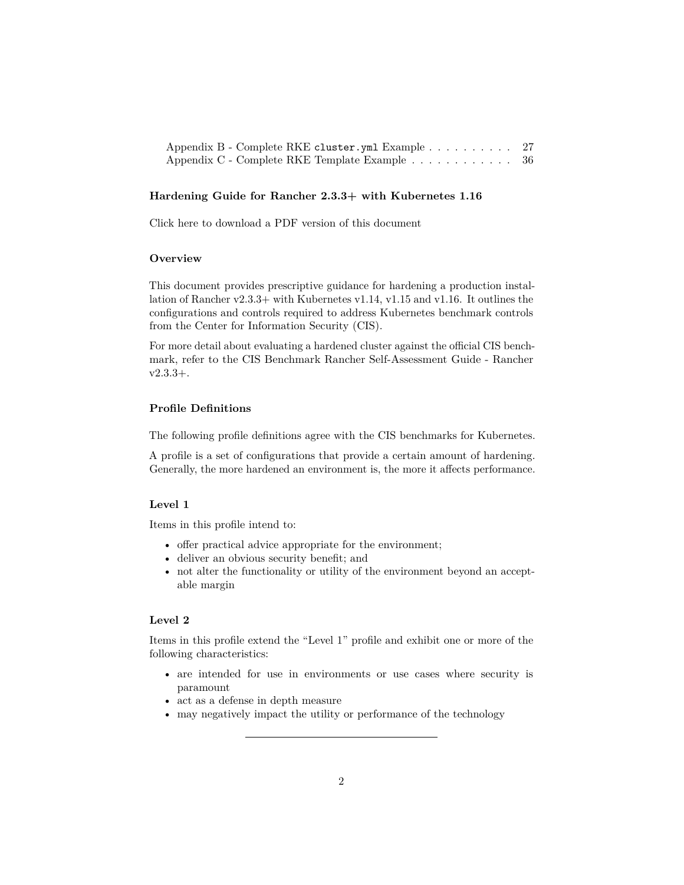Appendix B - Complete RKE `cluster.yml` Example . . . . . . . . . . 27
Appendix C - Complete RKE Template Example . . . . . . . . . . . . 36

### Hardening Guide for Rancher 2.3.3+ with Kubernetes 1.16

Click here to download a PDF version of this document

#### Overview

This document provides prescriptive guidance for hardening a production installation of Rancher v2.3.3+ with Kubernetes v1.14, v1.15 and v1.16. It outlines the configurations and controls required to address Kubernetes benchmark controls from the Center for Information Security (CIS).

For more detail about evaluating a hardened cluster against the official CIS benchmark, refer to the CIS Benchmark Rancher Self-Assessment Guide - Rancher v2.3.3+.

#### Profile Definitions

The following profile definitions agree with the CIS benchmarks for Kubernetes.

A profile is a set of configurations that provide a certain amount of hardening. Generally, the more hardened an environment is, the more it affects performance.

#### Level 1

Items in this profile intend to:

- offer practical advice appropriate for the environment;
- deliver an obvious security benefit; and
- not alter the functionality or utility of the environment beyond an acceptable margin

#### Level 2

Items in this profile extend the "Level 1" profile and exhibit one or more of the following characteristics:

- are intended for use in environments or use cases where security is paramount
- act as a defense in depth measure
- may negatively impact the utility or performance of the technology

---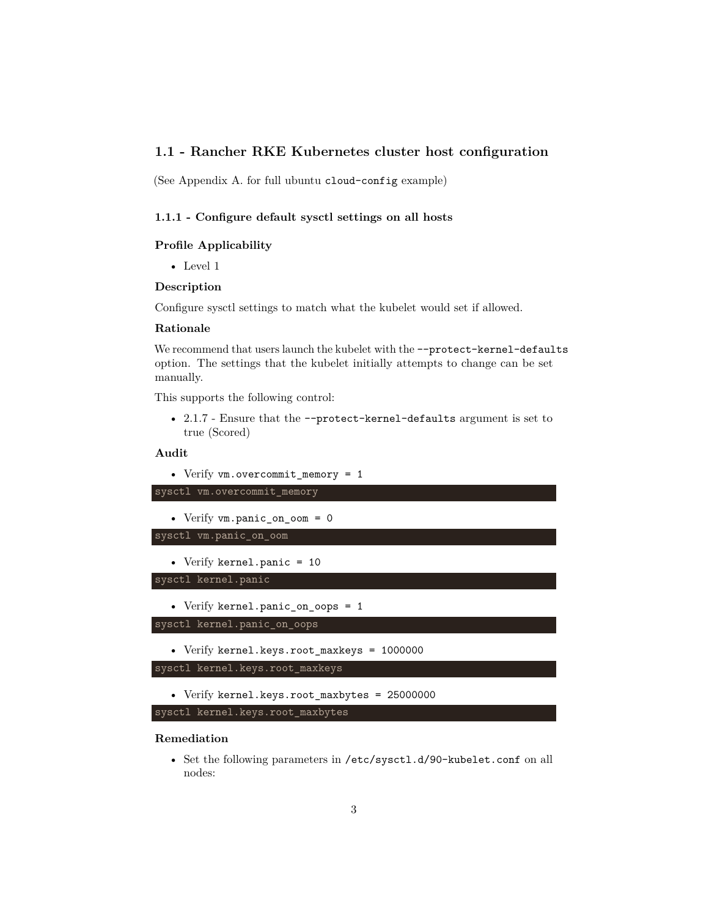## 1.1 - Rancher RKE Kubernetes cluster host configuration

(See Appendix A. for full ubuntu `cloud-config` example)

### 1.1.1 - Configure default sysctl settings on all hosts

#### Profile Applicability

- Level 1

#### Description

Configure sysctl settings to match what the kubelet would set if allowed.

#### Rationale

We recommend that users launch the kubelet with the `--protect-kernel-defaults` option. The settings that the kubelet initially attempts to change can be set manually.

This supports the following control:

- 2.1.7 - Ensure that the `--protect-kernel-defaults` argument is set to true (Scored)

#### Audit

- Verify `vm.overcommit_memory = 1`

```
sysctl vm.overcommit_memory
```

- Verify `vm.panic_on_oom = 0`

```
sysctl vm.panic_on_oom
```

- Verify `kernel.panic = 10`

```
sysctl kernel.panic
```

- Verify `kernel.panic_on_oops = 1`

```
sysctl kernel.panic_on_oops
```

- Verify `kernel.keys.root_maxkeys = 1000000`

```
sysctl kernel.keys.root_maxkeys
```

- Verify `kernel.keys.root_maxbytes = 25000000`

```
sysctl kernel.keys.root_maxbytes
```

#### Remediation

- Set the following parameters in `/etc/sysctl.d/90-kubelet.conf` on all nodes: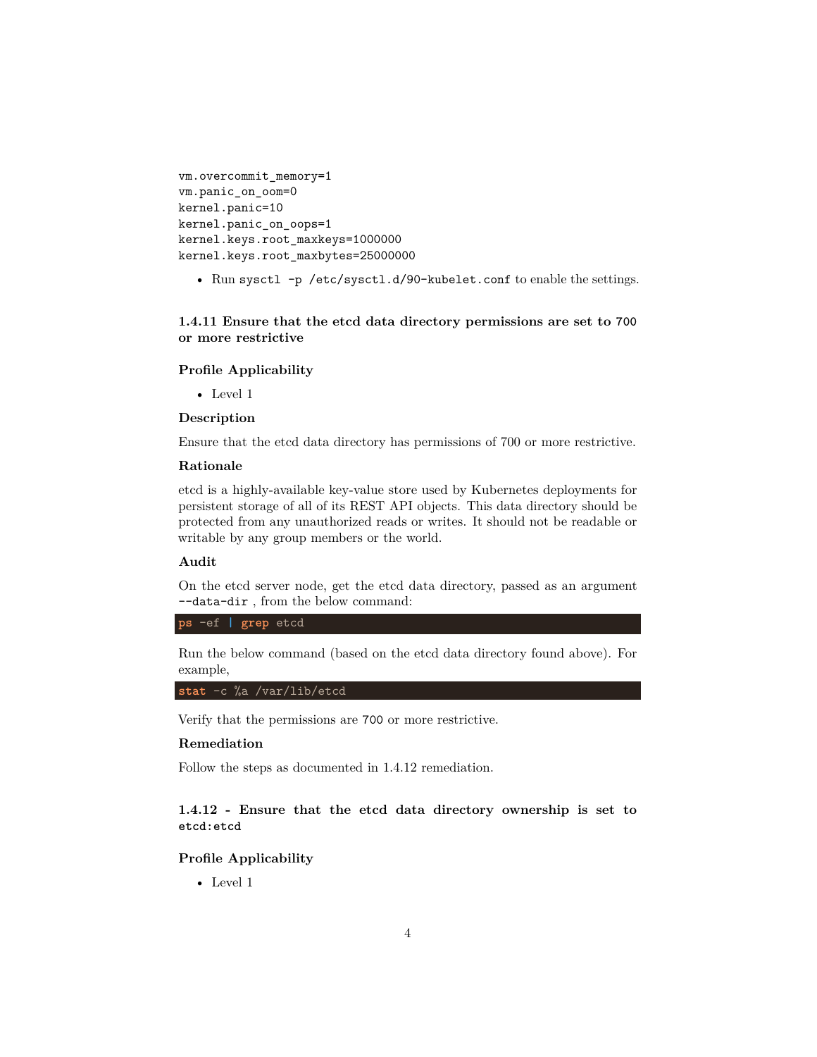```
vm.overcommit_memory=1
vm.panic_on_oom=0
kernel.panic=10
kernel.panic_on_oops=1
kernel.keys.root_maxkeys=1000000
kernel.keys.root_maxbytes=25000000
```

- Run `sysctl -p /etc/sysctl.d/90-kubelet.conf` to enable the settings.

### 1.4.11 Ensure that the etcd data directory permissions are set to `700` or more restrictive

#### Profile Applicability

- Level 1

#### Description

Ensure that the etcd data directory has permissions of 700 or more restrictive.

#### Rationale

etcd is a highly-available key-value store used by Kubernetes deployments for persistent storage of all of its REST API objects. This data directory should be protected from any unauthorized reads or writes. It should not be readable or writable by any group members or the world.

#### Audit

On the etcd server node, get the etcd data directory, passed as an argument `--data-dir` , from the below command:

```
ps -ef | grep etcd
```

Run the below command (based on the etcd data directory found above). For example,

```
stat -c %a /var/lib/etcd
```

Verify that the permissions are `700` or more restrictive.

#### Remediation

Follow the steps as documented in 1.4.12 remediation.

### 1.4.12 - Ensure that the etcd data directory ownership is set to `etcd:etcd`

#### Profile Applicability

- Level 1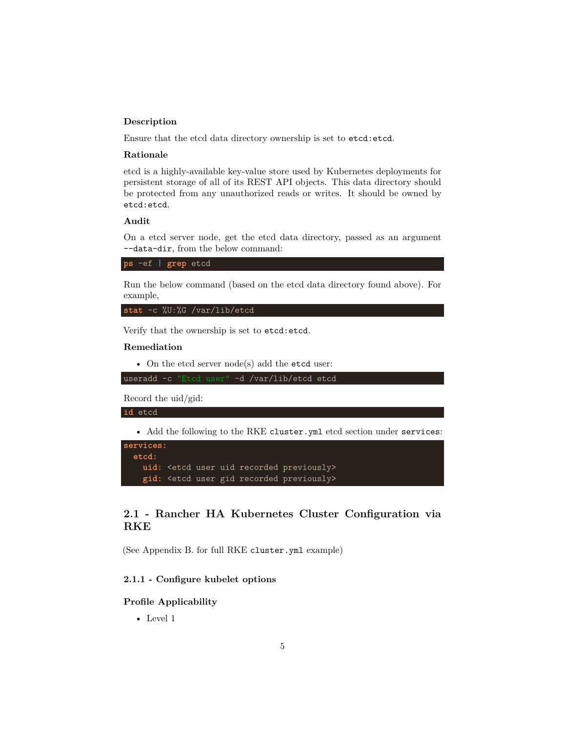**Description**

Ensure that the etcd data directory ownership is set to `etcd:etcd`.

**Rationale**

etcd is a highly-available key-value store used by Kubernetes deployments for persistent storage of all of its REST API objects. This data directory should be protected from any unauthorized reads or writes. It should be owned by `etcd:etcd`.

**Audit**

On a etcd server node, get the etcd data directory, passed as an argument `--data-dir`, from the below command:

```
ps -ef | grep etcd
```

Run the below command (based on the etcd data directory found above). For example,

```
stat -c %U:%G /var/lib/etcd
```

Verify that the ownership is set to `etcd:etcd`.

**Remediation**

- On the etcd server node(s) add the `etcd` user:

```
useradd -c "Etcd user" -d /var/lib/etcd etcd
```

Record the uid/gid:

```
id etcd
```

- Add the following to the RKE `cluster.yml` etcd section under `services`:

```
services:
  etcd:
    uid: <etcd user uid recorded previously>
    gid: <etcd user gid recorded previously>
```

## 2.1 - Rancher HA Kubernetes Cluster Configuration via RKE

(See Appendix B. for full RKE `cluster.yml` example)

### 2.1.1 - Configure kubelet options

**Profile Applicability**

- Level 1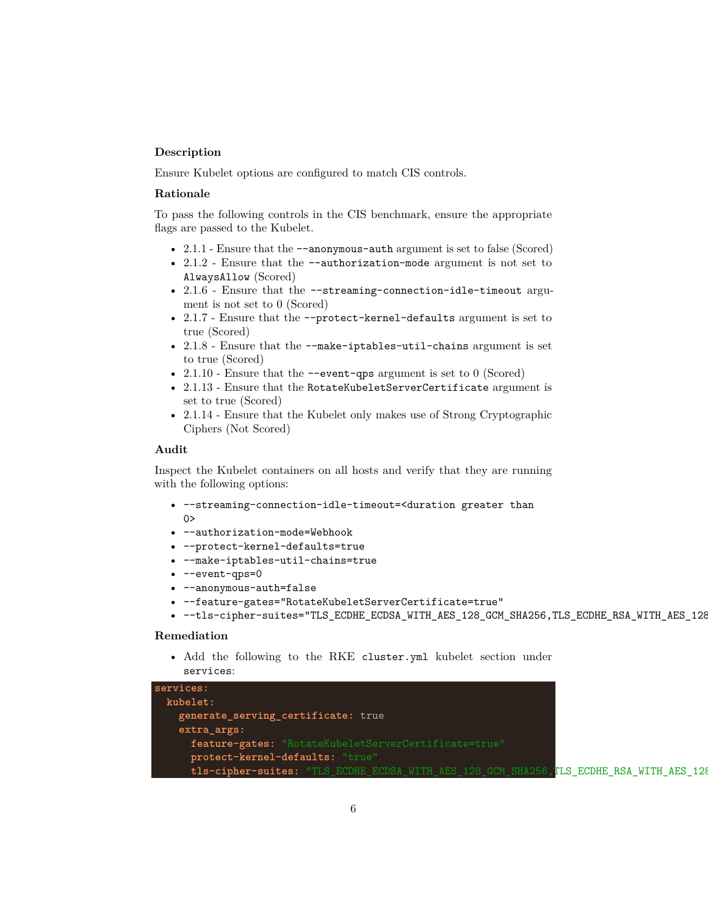**Description**

Ensure Kubelet options are configured to match CIS controls.

**Rationale**

To pass the following controls in the CIS benchmark, ensure the appropriate flags are passed to the Kubelet.

- 2.1.1 - Ensure that the `--anonymous-auth` argument is set to false (Scored)
- 2.1.2 - Ensure that the `--authorization-mode` argument is not set to `AlwaysAllow` (Scored)
- 2.1.6 - Ensure that the `--streaming-connection-idle-timeout` argument is not set to 0 (Scored)
- 2.1.7 - Ensure that the `--protect-kernel-defaults` argument is set to true (Scored)
- 2.1.8 - Ensure that the `--make-iptables-util-chains` argument is set to true (Scored)
- 2.1.10 - Ensure that the `--event-qps` argument is set to 0 (Scored)
- 2.1.13 - Ensure that the `RotateKubeletServerCertificate` argument is set to true (Scored)
- 2.1.14 - Ensure that the Kubelet only makes use of Strong Cryptographic Ciphers (Not Scored)

**Audit**

Inspect the Kubelet containers on all hosts and verify that they are running with the following options:

- `--streaming-connection-idle-timeout=<duration greater than 0>`
- `--authorization-mode=Webhook`
- `--protect-kernel-defaults=true`
- `--make-iptables-util-chains=true`
- `--event-qps=0`
- `--anonymous-auth=false`
- `--feature-gates="RotateKubeletServerCertificate=true"`
- `--tls-cipher-suites="TLS_ECDHE_ECDSA_WITH_AES_128_GCM_SHA256,TLS_ECDHE_RSA_WITH_AES_128`

**Remediation**

- Add the following to the RKE `cluster.yml` kubelet section under `services`:

```
services:
  kubelet:
    generate_serving_certificate: true
    extra_args:
      feature-gates: "RotateKubeletServerCertificate=true"
      protect-kernel-defaults: "true"
      tls-cipher-suites: "TLS_ECDHE_ECDSA_WITH_AES_128_GCM_SHA256,TLS_ECDHE_RSA_WITH_AES_128
```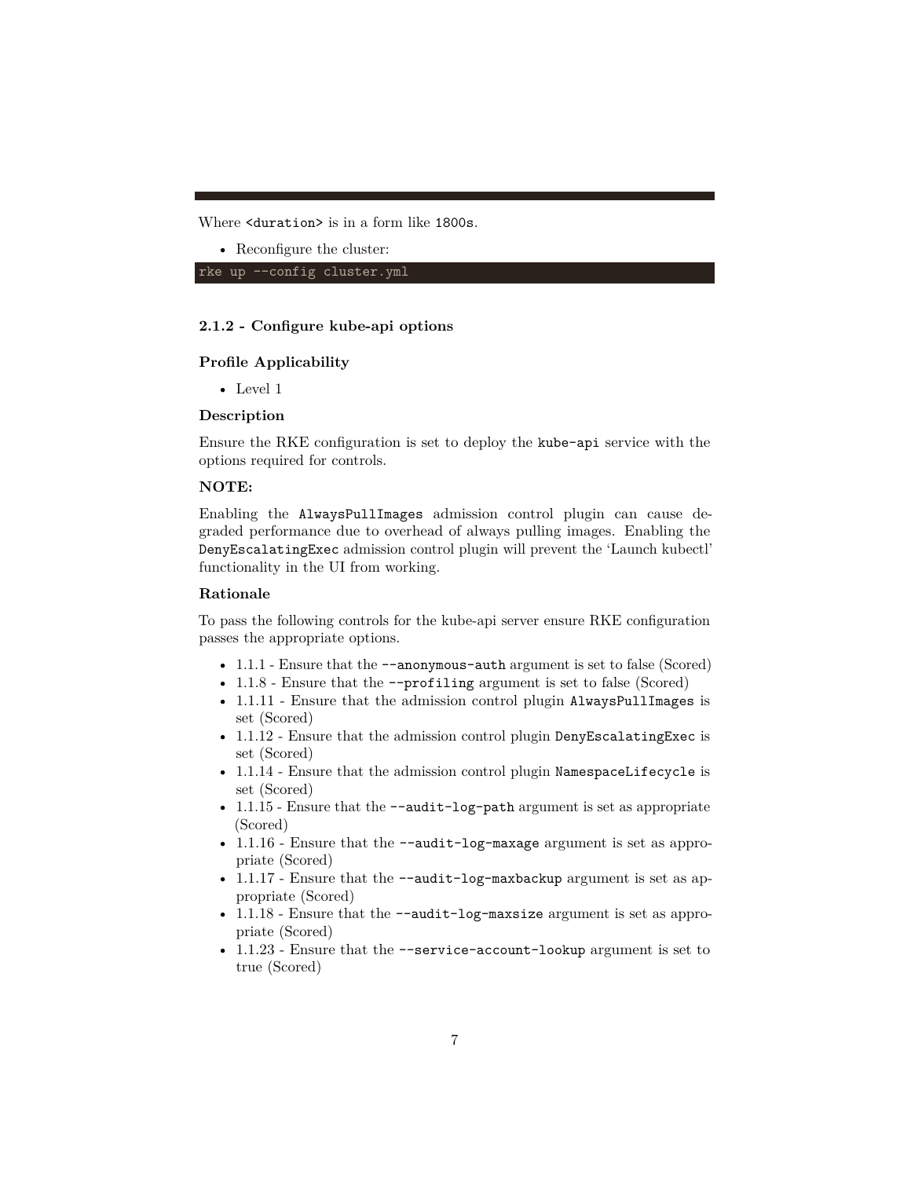Where `<duration>` is in a form like `1800s`.

- Reconfigure the cluster:

```
rke up --config cluster.yml
```

### 2.1.2 - Configure kube-api options

#### Profile Applicability

- Level 1

#### Description

Ensure the RKE configuration is set to deploy the `kube-api` service with the options required for controls.

#### NOTE:

Enabling the `AlwaysPullImages` admission control plugin can cause degraded performance due to overhead of always pulling images. Enabling the `DenyEscalatingExec` admission control plugin will prevent the 'Launch kubectl' functionality in the UI from working.

#### Rationale

To pass the following controls for the kube-api server ensure RKE configuration passes the appropriate options.

- 1.1.1 - Ensure that the `--anonymous-auth` argument is set to false (Scored)
- 1.1.8 - Ensure that the `--profiling` argument is set to false (Scored)
- 1.1.11 - Ensure that the admission control plugin `AlwaysPullImages` is set (Scored)
- 1.1.12 - Ensure that the admission control plugin `DenyEscalatingExec` is set (Scored)
- 1.1.14 - Ensure that the admission control plugin `NamespaceLifecycle` is set (Scored)
- 1.1.15 - Ensure that the `--audit-log-path` argument is set as appropriate (Scored)
- 1.1.16 - Ensure that the `--audit-log-maxage` argument is set as appropriate (Scored)
- 1.1.17 - Ensure that the `--audit-log-maxbackup` argument is set as appropriate (Scored)
- 1.1.18 - Ensure that the `--audit-log-maxsize` argument is set as appropriate (Scored)
- 1.1.23 - Ensure that the `--service-account-lookup` argument is set to true (Scored)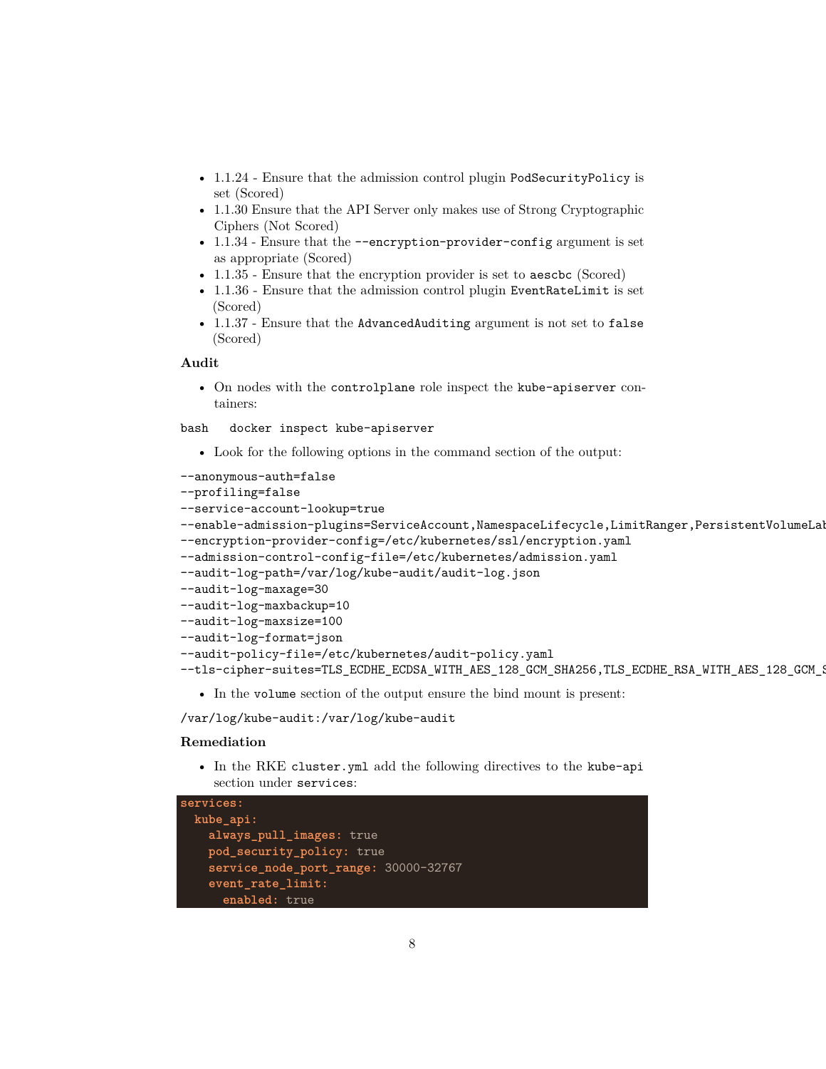- 1.1.24 - Ensure that the admission control plugin `PodSecurityPolicy` is set (Scored)
- 1.1.30 Ensure that the API Server only makes use of Strong Cryptographic Ciphers (Not Scored)
- 1.1.34 - Ensure that the `--encryption-provider-config` argument is set as appropriate (Scored)
- 1.1.35 - Ensure that the encryption provider is set to `aescbc` (Scored)
- 1.1.36 - Ensure that the admission control plugin `EventRateLimit` is set (Scored)
- 1.1.37 - Ensure that the `AdvancedAuditing` argument is not set to `false` (Scored)

**Audit**

- On nodes with the `controlplane` role inspect the `kube-apiserver` containers:

```
bash   docker inspect kube-apiserver
```

- Look for the following options in the command section of the output:

```
--anonymous-auth=false
--profiling=false
--service-account-lookup=true
--enable-admission-plugins=ServiceAccount,NamespaceLifecycle,LimitRanger,PersistentVolumeLab
--encryption-provider-config=/etc/kubernetes/ssl/encryption.yaml
--admission-control-config-file=/etc/kubernetes/admission.yaml
--audit-log-path=/var/log/kube-audit/audit-log.json
--audit-log-maxage=30
--audit-log-maxbackup=10
--audit-log-maxsize=100
--audit-log-format=json
--audit-policy-file=/etc/kubernetes/audit-policy.yaml
--tls-cipher-suites=TLS_ECDHE_ECDSA_WITH_AES_128_GCM_SHA256,TLS_ECDHE_RSA_WITH_AES_128_GCM_S
```

- In the `volume` section of the output ensure the bind mount is present:

```
/var/log/kube-audit:/var/log/kube-audit
```

**Remediation**

- In the RKE `cluster.yml` add the following directives to the `kube-api` section under `services`:

```yaml
services:
  kube_api:
    always_pull_images: true
    pod_security_policy: true
    service_node_port_range: 30000-32767
    event_rate_limit:
      enabled: true
```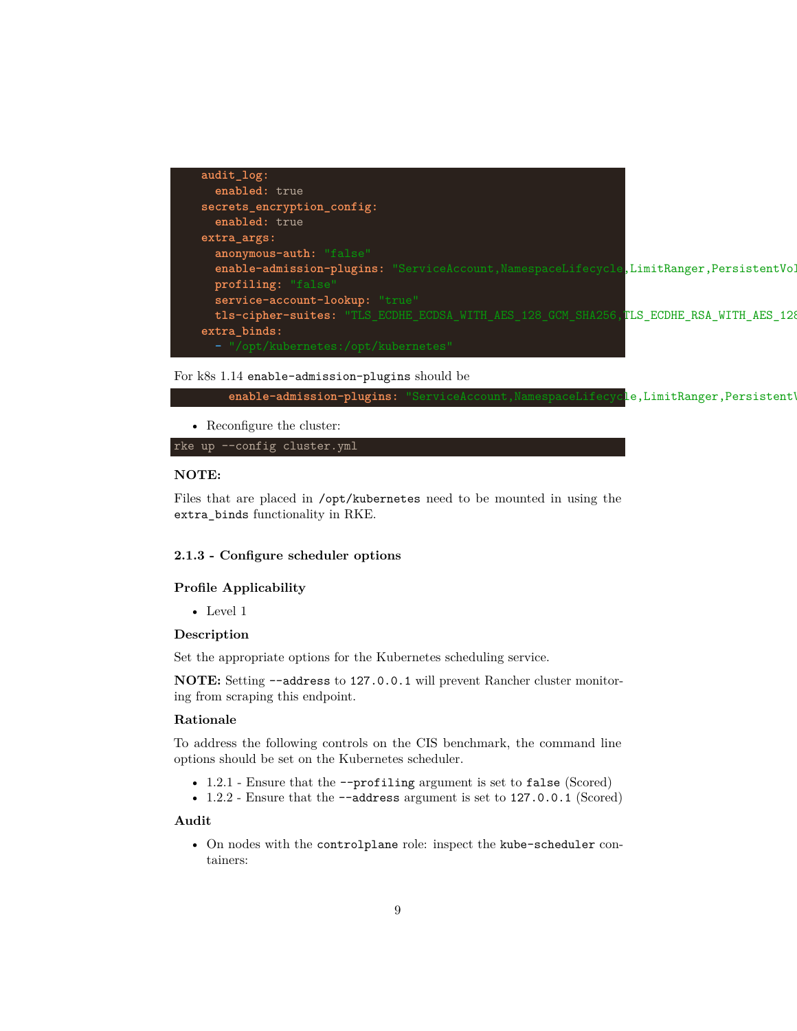```
    audit_log:
      enabled: true
    secrets_encryption_config:
      enabled: true
    extra_args:
      anonymous-auth: "false"
      enable-admission-plugins: "ServiceAccount,NamespaceLifecycle,LimitRanger,PersistentVol
      profiling: "false"
      service-account-lookup: "true"
      tls-cipher-suites: "TLS_ECDHE_ECDSA_WITH_AES_128_GCM_SHA256,TLS_ECDHE_RSA_WITH_AES_128
    extra_binds:
      - "/opt/kubernetes:/opt/kubernetes"
```

For k8s 1.14 `enable-admission-plugins` should be

```
        enable-admission-plugins: "ServiceAccount,NamespaceLifecycle,LimitRanger,PersistentV
```

- Reconfigure the cluster:

```
rke up --config cluster.yml
```

**NOTE:**

Files that are placed in `/opt/kubernetes` need to be mounted in using the `extra_binds` functionality in RKE.

#### 2.1.3 - Configure scheduler options

**Profile Applicability**

- Level 1

**Description**

Set the appropriate options for the Kubernetes scheduling service.

**NOTE:** Setting `--address` to `127.0.0.1` will prevent Rancher cluster monitoring from scraping this endpoint.

**Rationale**

To address the following controls on the CIS benchmark, the command line options should be set on the Kubernetes scheduler.

- 1.2.1 - Ensure that the `--profiling` argument is set to `false` (Scored)
- 1.2.2 - Ensure that the `--address` argument is set to `127.0.0.1` (Scored)

**Audit**

- On nodes with the `controlplane` role: inspect the `kube-scheduler` containers: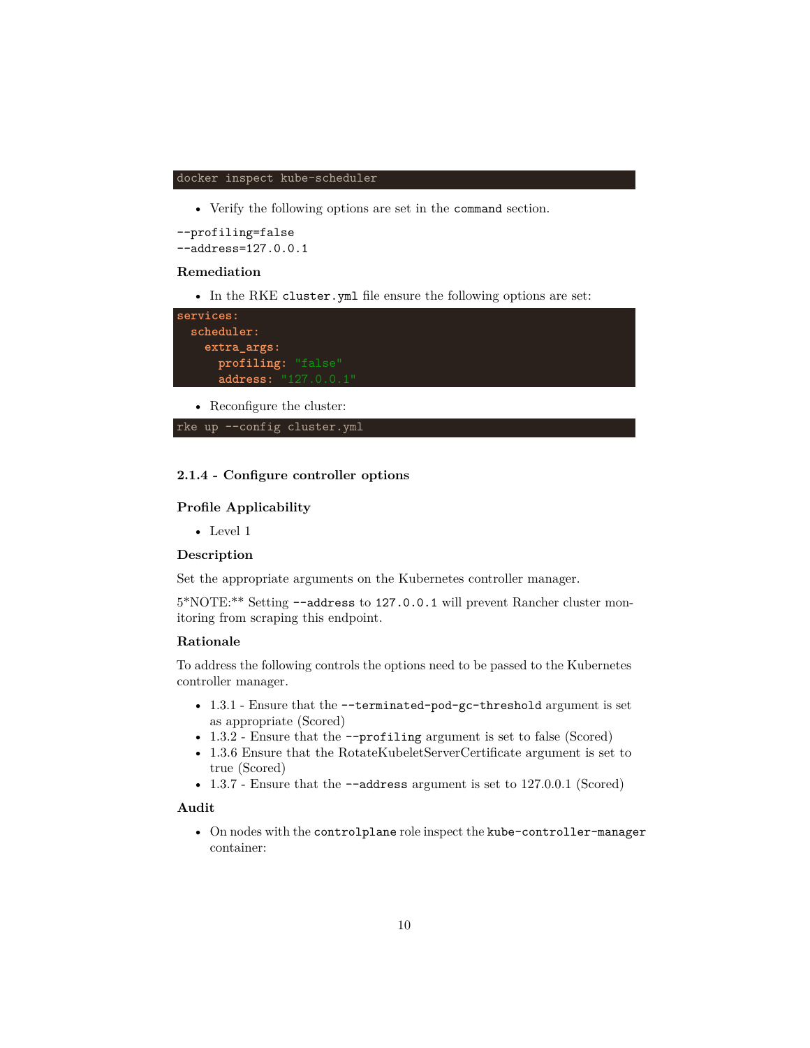```
docker inspect kube-scheduler
```

- Verify the following options are set in the `command` section.

```
--profiling=false
--address=127.0.0.1
```

#### Remediation

- In the RKE `cluster.yml` file ensure the following options are set:

```yaml
services:
  scheduler:
    extra_args:
      profiling: "false"
      address: "127.0.0.1"
```

- Reconfigure the cluster:

```
rke up --config cluster.yml
```

### 2.1.4 - Configure controller options

#### Profile Applicability

- Level 1

#### Description

Set the appropriate arguments on the Kubernetes controller manager.

5*NOTE:** Setting `--address` to `127.0.0.1` will prevent Rancher cluster monitoring from scraping this endpoint.

#### Rationale

To address the following controls the options need to be passed to the Kubernetes controller manager.

- 1.3.1 - Ensure that the `--terminated-pod-gc-threshold` argument is set as appropriate (Scored)
- 1.3.2 - Ensure that the `--profiling` argument is set to false (Scored)
- 1.3.6 Ensure that the RotateKubeletServerCertificate argument is set to true (Scored)
- 1.3.7 - Ensure that the `--address` argument is set to 127.0.0.1 (Scored)

#### Audit

- On nodes with the `controlplane` role inspect the `kube-controller-manager` container: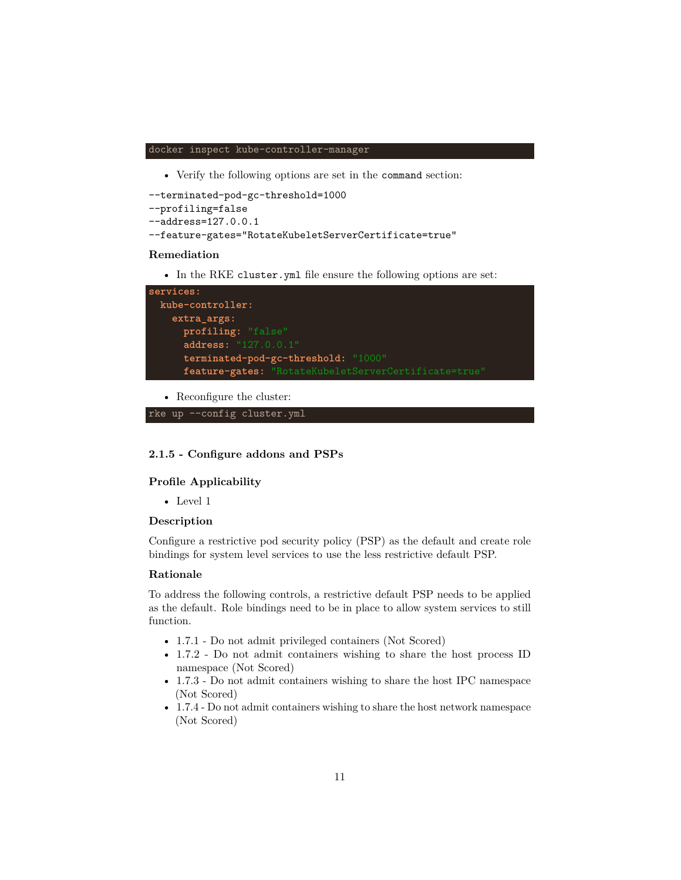```
docker inspect kube-controller-manager
```

- Verify the following options are set in the `command` section:

```
--terminated-pod-gc-threshold=1000
--profiling=false
--address=127.0.0.1
--feature-gates="RotateKubeletServerCertificate=true"
```

**Remediation**

- In the RKE `cluster.yml` file ensure the following options are set:

```
services:
  kube-controller:
    extra_args:
      profiling: "false"
      address: "127.0.0.1"
      terminated-pod-gc-threshold: "1000"
      feature-gates: "RotateKubeletServerCertificate=true"
```

- Reconfigure the cluster:

```
rke up --config cluster.yml
```

#### 2.1.5 - Configure addons and PSPs

**Profile Applicability**

- Level 1

**Description**

Configure a restrictive pod security policy (PSP) as the default and create role bindings for system level services to use the less restrictive default PSP.

**Rationale**

To address the following controls, a restrictive default PSP needs to be applied as the default. Role bindings need to be in place to allow system services to still function.

- 1.7.1 - Do not admit privileged containers (Not Scored)
- 1.7.2 - Do not admit containers wishing to share the host process ID namespace (Not Scored)
- 1.7.3 - Do not admit containers wishing to share the host IPC namespace (Not Scored)
- 1.7.4 - Do not admit containers wishing to share the host network namespace (Not Scored)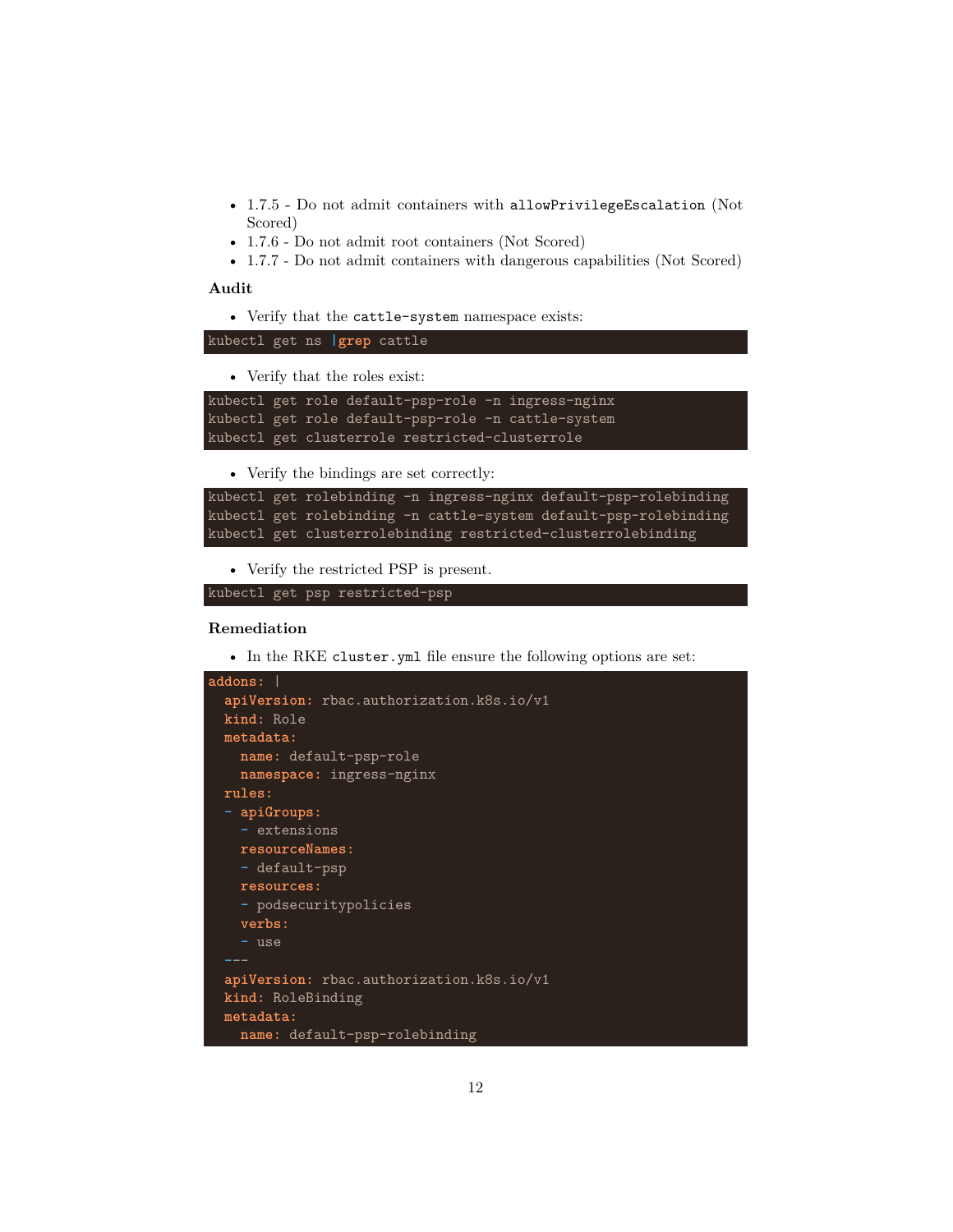- 1.7.5 - Do not admit containers with `allowPrivilegeEscalation` (Not Scored)
- 1.7.6 - Do not admit root containers (Not Scored)
- 1.7.7 - Do not admit containers with dangerous capabilities (Not Scored)

**Audit**

- Verify that the `cattle-system` namespace exists:

```
kubectl get ns |grep cattle
```

- Verify that the roles exist:

```
kubectl get role default-psp-role -n ingress-nginx
kubectl get role default-psp-role -n cattle-system
kubectl get clusterrole restricted-clusterrole
```

- Verify the bindings are set correctly:

```
kubectl get rolebinding -n ingress-nginx default-psp-rolebinding
kubectl get rolebinding -n cattle-system default-psp-rolebinding
kubectl get clusterrolebinding restricted-clusterrolebinding
```

- Verify the restricted PSP is present.

```
kubectl get psp restricted-psp
```

**Remediation**

- In the RKE `cluster.yml` file ensure the following options are set:

```
addons: |
  apiVersion: rbac.authorization.k8s.io/v1
  kind: Role
  metadata:
    name: default-psp-role
    namespace: ingress-nginx
  rules:
  - apiGroups:
    - extensions
    resourceNames:
    - default-psp
    resources:
    - podsecuritypolicies
    verbs:
    - use
  ---
  apiVersion: rbac.authorization.k8s.io/v1
  kind: RoleBinding
  metadata:
    name: default-psp-rolebinding
```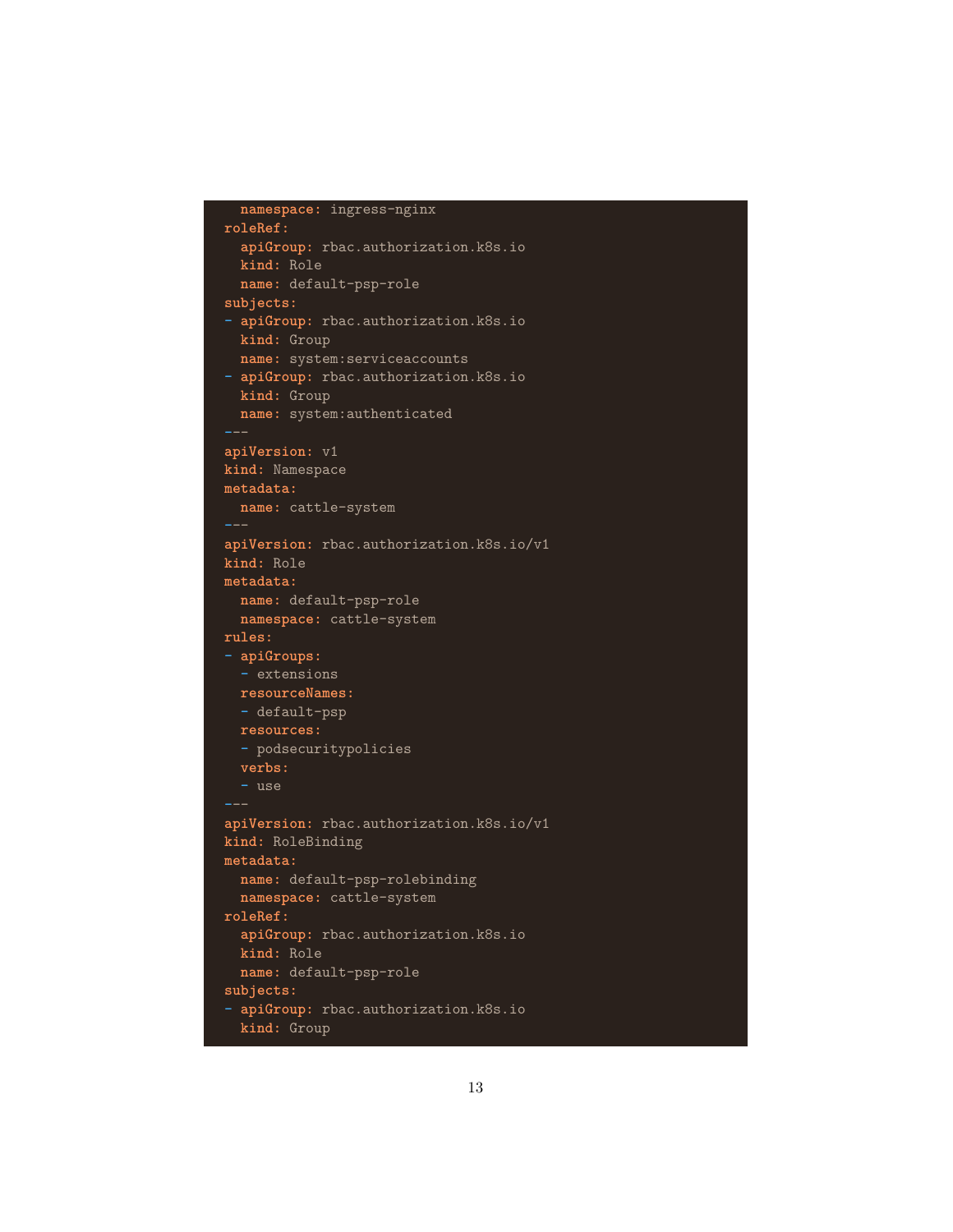```yaml
  namespace: ingress-nginx
roleRef:
  apiGroup: rbac.authorization.k8s.io
  kind: Role
  name: default-psp-role
subjects:
- apiGroup: rbac.authorization.k8s.io
  kind: Group
  name: system:serviceaccounts
- apiGroup: rbac.authorization.k8s.io
  kind: Group
  name: system:authenticated
---
apiVersion: v1
kind: Namespace
metadata:
  name: cattle-system
---
apiVersion: rbac.authorization.k8s.io/v1
kind: Role
metadata:
  name: default-psp-role
  namespace: cattle-system
rules:
- apiGroups:
  - extensions
  resourceNames:
  - default-psp
  resources:
  - podsecuritypolicies
  verbs:
  - use
---
apiVersion: rbac.authorization.k8s.io/v1
kind: RoleBinding
metadata:
  name: default-psp-rolebinding
  namespace: cattle-system
roleRef:
  apiGroup: rbac.authorization.k8s.io
  kind: Role
  name: default-psp-role
subjects:
- apiGroup: rbac.authorization.k8s.io
  kind: Group
```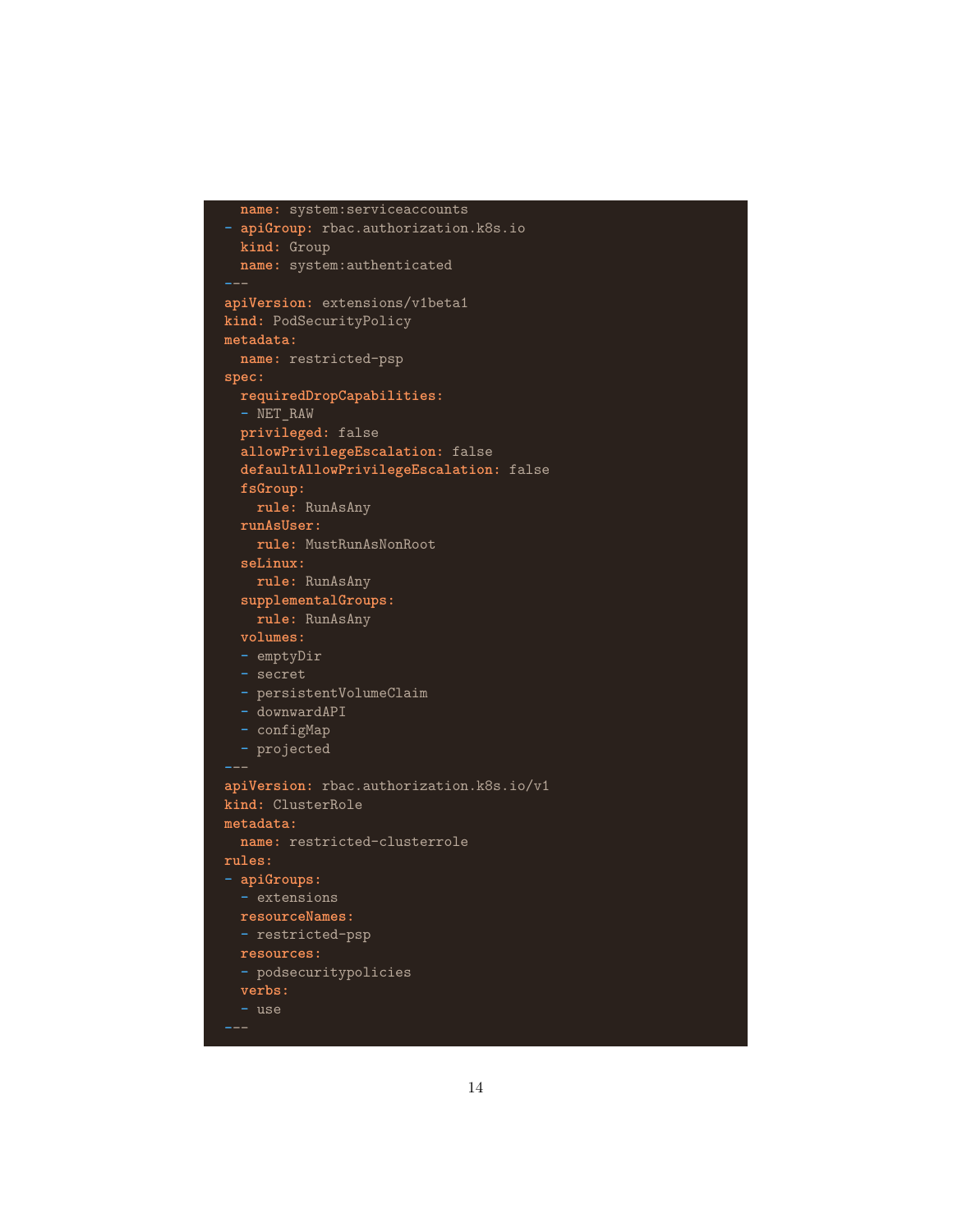```
  name: system:serviceaccounts
- apiGroup: rbac.authorization.k8s.io
  kind: Group
  name: system:authenticated
---
apiVersion: extensions/v1beta1
kind: PodSecurityPolicy
metadata:
  name: restricted-psp
spec:
  requiredDropCapabilities:
  - NET_RAW
  privileged: false
  allowPrivilegeEscalation: false
  defaultAllowPrivilegeEscalation: false
  fsGroup:
    rule: RunAsAny
  runAsUser:
    rule: MustRunAsNonRoot
  seLinux:
    rule: RunAsAny
  supplementalGroups:
    rule: RunAsAny
  volumes:
  - emptyDir
  - secret
  - persistentVolumeClaim
  - downwardAPI
  - configMap
  - projected
---
apiVersion: rbac.authorization.k8s.io/v1
kind: ClusterRole
metadata:
  name: restricted-clusterrole
rules:
- apiGroups:
  - extensions
  resourceNames:
  - restricted-psp
  resources:
  - podsecuritypolicies
  verbs:
  - use
---
```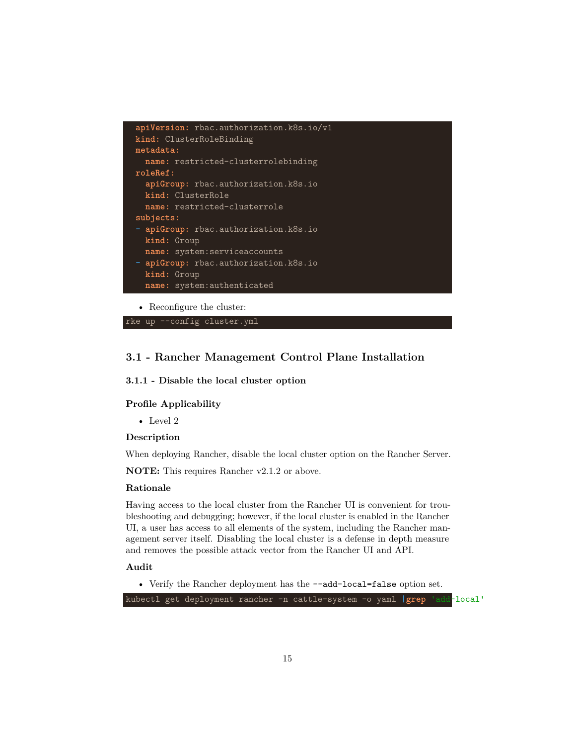```yaml
apiVersion: rbac.authorization.k8s.io/v1
kind: ClusterRoleBinding
metadata:
  name: restricted-clusterrolebinding
roleRef:
  apiGroup: rbac.authorization.k8s.io
  kind: ClusterRole
  name: restricted-clusterrole
subjects:
- apiGroup: rbac.authorization.k8s.io
  kind: Group
  name: system:serviceaccounts
- apiGroup: rbac.authorization.k8s.io
  kind: Group
  name: system:authenticated
```

- Reconfigure the cluster:

```
rke up --config cluster.yml
```

## 3.1 - Rancher Management Control Plane Installation

### 3.1.1 - Disable the local cluster option

#### Profile Applicability

- Level 2

#### Description

When deploying Rancher, disable the local cluster option on the Rancher Server.

**NOTE:** This requires Rancher v2.1.2 or above.

#### Rationale

Having access to the local cluster from the Rancher UI is convenient for troubleshooting and debugging; however, if the local cluster is enabled in the Rancher UI, a user has access to all elements of the system, including the Rancher management server itself. Disabling the local cluster is a defense in depth measure and removes the possible attack vector from the Rancher UI and API.

#### Audit

- Verify the Rancher deployment has the `--add-local=false` option set.

```
kubectl get deployment rancher -n cattle-system -o yaml |grep 'add-local'
```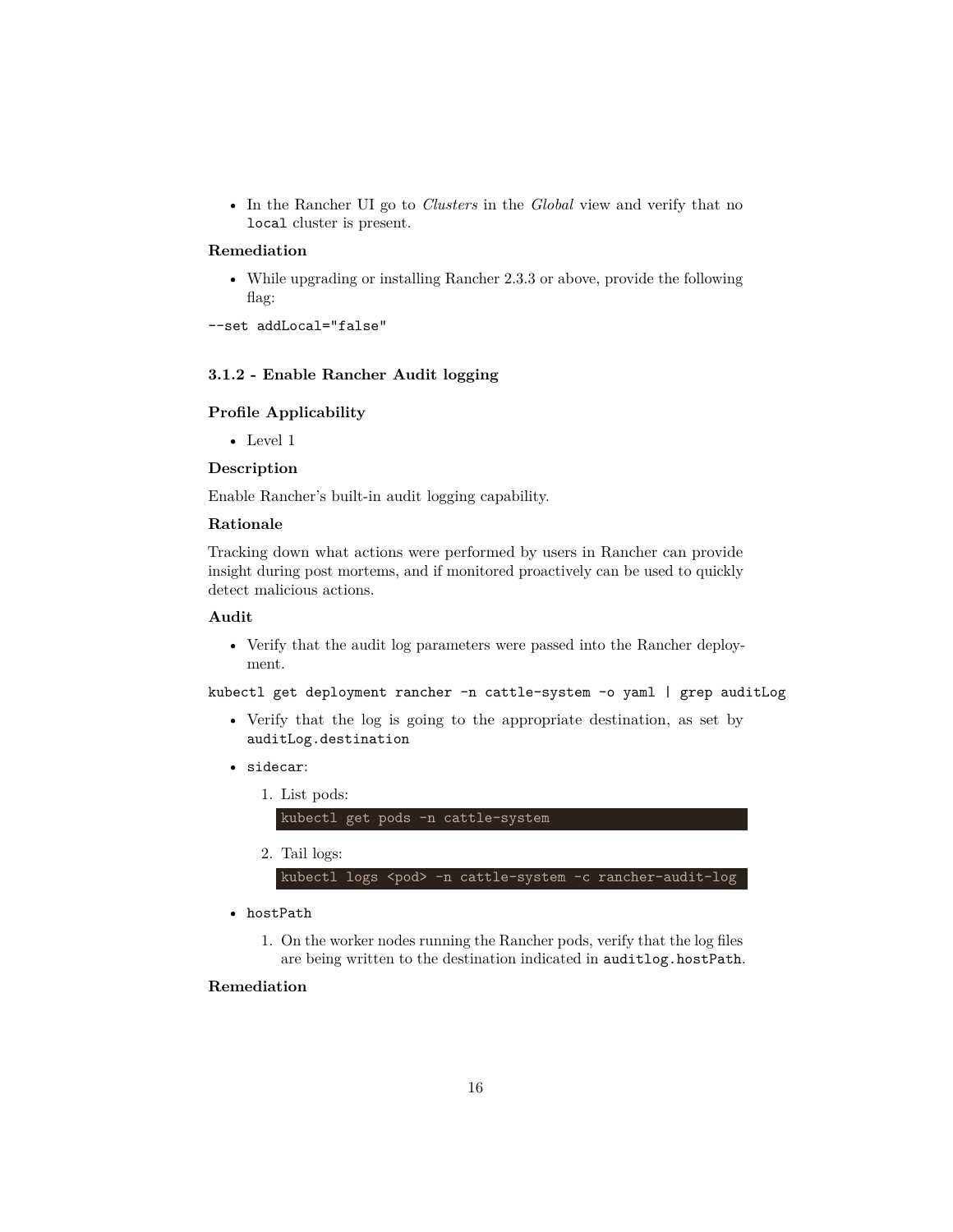- In the Rancher UI go to *Clusters* in the *Global* view and verify that no `local` cluster is present.

### Remediation

- While upgrading or installing Rancher 2.3.3 or above, provide the following flag:

```
--set addLocal="false"
```

### 3.1.2 - Enable Rancher Audit logging

### Profile Applicability

- Level 1

### Description

Enable Rancher's built-in audit logging capability.

### Rationale

Tracking down what actions were performed by users in Rancher can provide insight during post mortems, and if monitored proactively can be used to quickly detect malicious actions.

### Audit

- Verify that the audit log parameters were passed into the Rancher deployment.

```
kubectl get deployment rancher -n cattle-system -o yaml | grep auditLog
```

- Verify that the log is going to the appropriate destination, as set by `auditLog.destination`
- `sidecar`:
  1. List pods:
     ```
     kubectl get pods -n cattle-system
     ```
  2. Tail logs:
     ```
     kubectl logs <pod> -n cattle-system -c rancher-audit-log
     ```
- `hostPath`
  1. On the worker nodes running the Rancher pods, verify that the log files are being written to the destination indicated in `auditlog.hostPath`.

### Remediation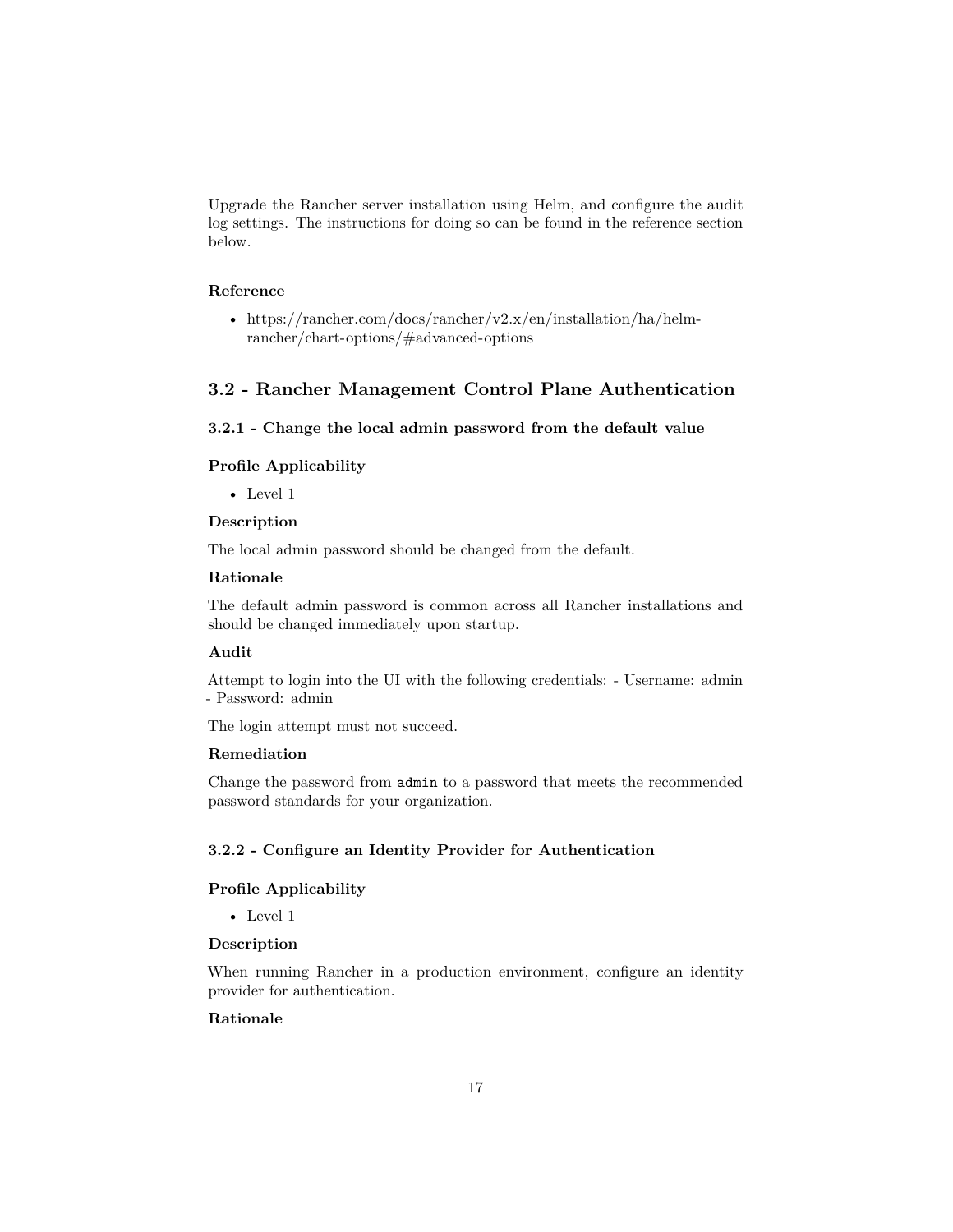Upgrade the Rancher server installation using Helm, and configure the audit log settings. The instructions for doing so can be found in the reference section below.

#### Reference

- https://rancher.com/docs/rancher/v2.x/en/installation/ha/helm-rancher/chart-options/#advanced-options

## 3.2 - Rancher Management Control Plane Authentication

### 3.2.1 - Change the local admin password from the default value

#### Profile Applicability

- Level 1

#### Description

The local admin password should be changed from the default.

#### Rationale

The default admin password is common across all Rancher installations and should be changed immediately upon startup.

#### Audit

Attempt to login into the UI with the following credentials: - Username: admin - Password: admin

The login attempt must not succeed.

#### Remediation

Change the password from `admin` to a password that meets the recommended password standards for your organization.

### 3.2.2 - Configure an Identity Provider for Authentication

#### Profile Applicability

- Level 1

#### Description

When running Rancher in a production environment, configure an identity provider for authentication.

#### Rationale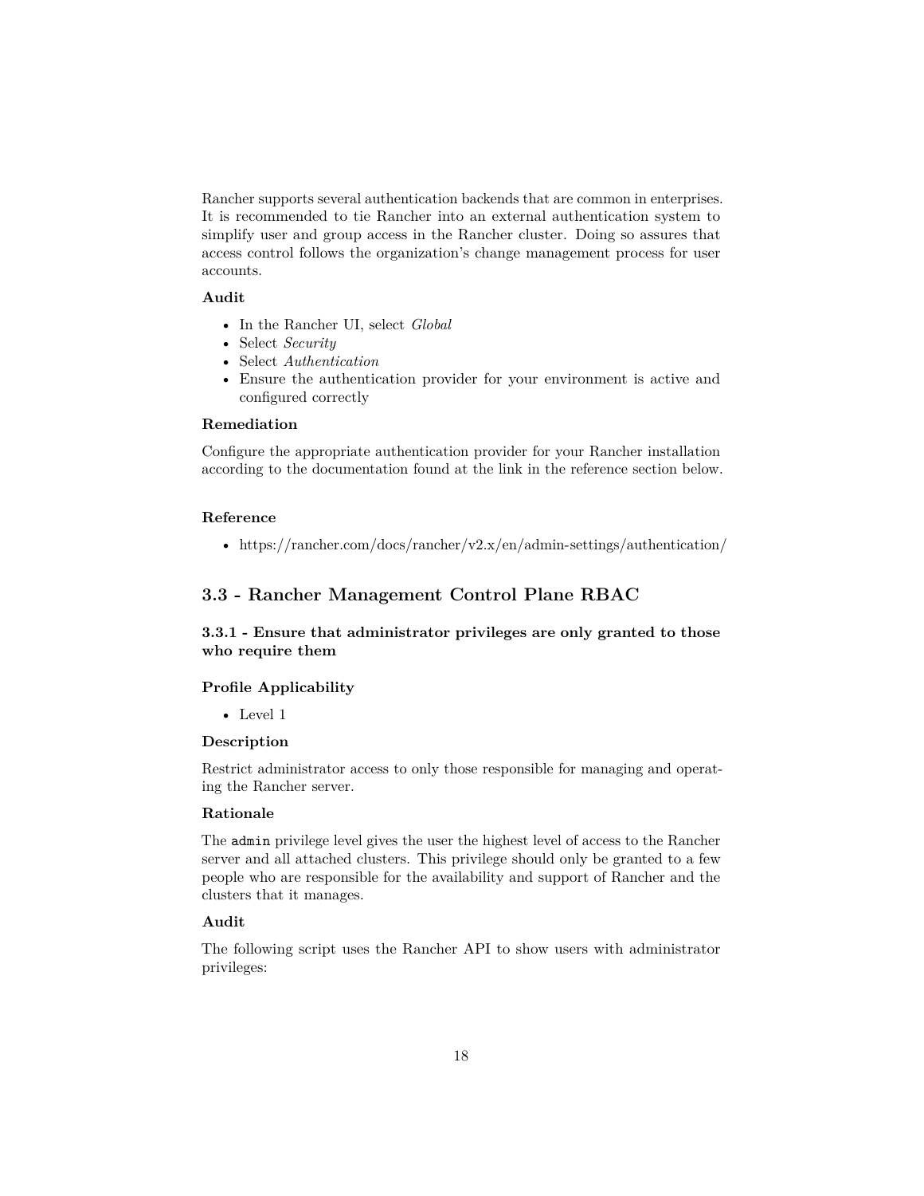Rancher supports several authentication backends that are common in enterprises. It is recommended to tie Rancher into an external authentication system to simplify user and group access in the Rancher cluster. Doing so assures that access control follows the organization's change management process for user accounts.

#### Audit

- In the Rancher UI, select *Global*
- Select *Security*
- Select *Authentication*
- Ensure the authentication provider for your environment is active and configured correctly

#### Remediation

Configure the appropriate authentication provider for your Rancher installation according to the documentation found at the link in the reference section below.

#### Reference

- https://rancher.com/docs/rancher/v2.x/en/admin-settings/authentication/

## 3.3 - Rancher Management Control Plane RBAC

### 3.3.1 - Ensure that administrator privileges are only granted to those who require them

#### Profile Applicability

- Level 1

#### Description

Restrict administrator access to only those responsible for managing and operating the Rancher server.

#### Rationale

The `admin` privilege level gives the user the highest level of access to the Rancher server and all attached clusters. This privilege should only be granted to a few people who are responsible for the availability and support of Rancher and the clusters that it manages.

#### Audit

The following script uses the Rancher API to show users with administrator privileges: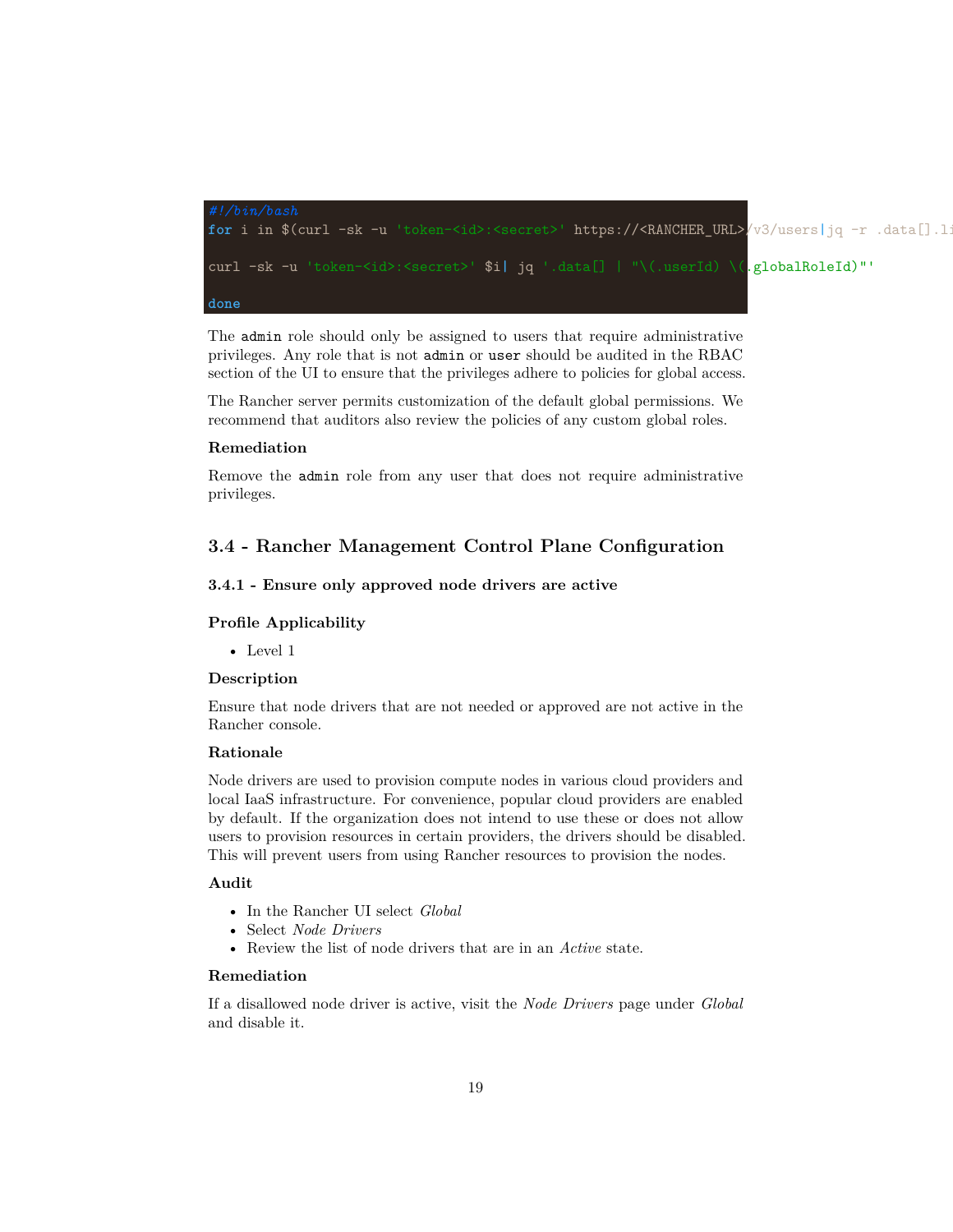```
#!/bin/bash
for i in $(curl -sk -u 'token-<id>:<secret>' https://<RANCHER_URL>/v3/users|jq -r .data[].li

curl -sk -u 'token-<id>:<secret>' $i| jq '.data[] | "\(.userId) \(.globalRoleId)"'

done
```

The `admin` role should only be assigned to users that require administrative privileges. Any role that is not `admin` or `user` should be audited in the RBAC section of the UI to ensure that the privileges adhere to policies for global access.

The Rancher server permits customization of the default global permissions. We recommend that auditors also review the policies of any custom global roles.

#### Remediation

Remove the `admin` role from any user that does not require administrative privileges.

## 3.4 - Rancher Management Control Plane Configuration

### 3.4.1 - Ensure only approved node drivers are active

#### Profile Applicability

- Level 1

#### Description

Ensure that node drivers that are not needed or approved are not active in the Rancher console.

#### Rationale

Node drivers are used to provision compute nodes in various cloud providers and local IaaS infrastructure. For convenience, popular cloud providers are enabled by default. If the organization does not intend to use these or does not allow users to provision resources in certain providers, the drivers should be disabled. This will prevent users from using Rancher resources to provision the nodes.

#### Audit

- In the Rancher UI select *Global*
- Select *Node Drivers*
- Review the list of node drivers that are in an *Active* state.

#### Remediation

If a disallowed node driver is active, visit the *Node Drivers* page under *Global* and disable it.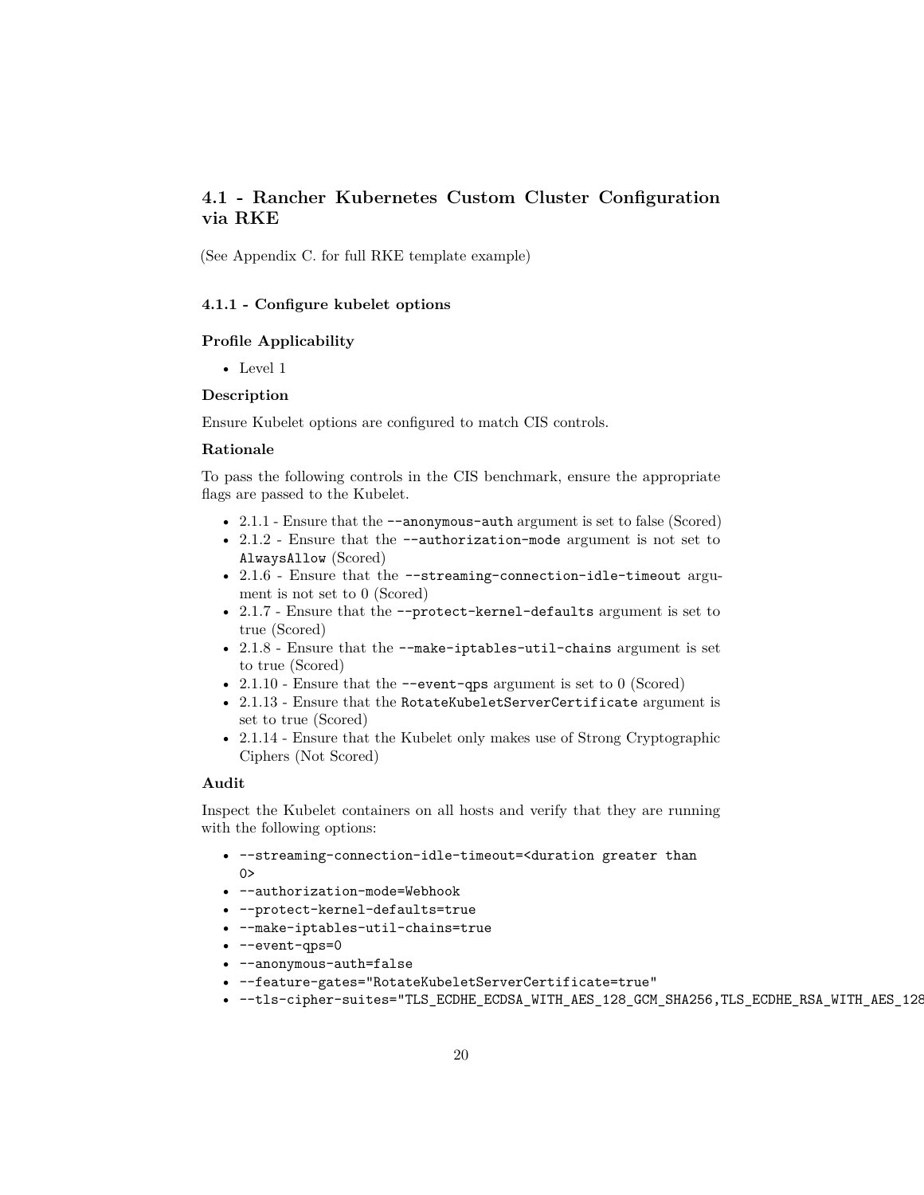## 4.1 - Rancher Kubernetes Custom Cluster Configuration via RKE

(See Appendix C. for full RKE template example)

### 4.1.1 - Configure kubelet options

#### Profile Applicability

- Level 1

#### Description

Ensure Kubelet options are configured to match CIS controls.

#### Rationale

To pass the following controls in the CIS benchmark, ensure the appropriate flags are passed to the Kubelet.

- 2.1.1 - Ensure that the `--anonymous-auth` argument is set to false (Scored)
- 2.1.2 - Ensure that the `--authorization-mode` argument is not set to `AlwaysAllow` (Scored)
- 2.1.6 - Ensure that the `--streaming-connection-idle-timeout` argument is not set to 0 (Scored)
- 2.1.7 - Ensure that the `--protect-kernel-defaults` argument is set to true (Scored)
- 2.1.8 - Ensure that the `--make-iptables-util-chains` argument is set to true (Scored)
- 2.1.10 - Ensure that the `--event-qps` argument is set to 0 (Scored)
- 2.1.13 - Ensure that the `RotateKubeletServerCertificate` argument is set to true (Scored)
- 2.1.14 - Ensure that the Kubelet only makes use of Strong Cryptographic Ciphers (Not Scored)

#### Audit

Inspect the Kubelet containers on all hosts and verify that they are running with the following options:

- `--streaming-connection-idle-timeout=<duration greater than 0>`
- `--authorization-mode=Webhook`
- `--protect-kernel-defaults=true`
- `--make-iptables-util-chains=true`
- `--event-qps=0`
- `--anonymous-auth=false`
- `--feature-gates="RotateKubeletServerCertificate=true"`
- `--tls-cipher-suites="TLS_ECDHE_ECDSA_WITH_AES_128_GCM_SHA256,TLS_ECDHE_RSA_WITH_AES_128`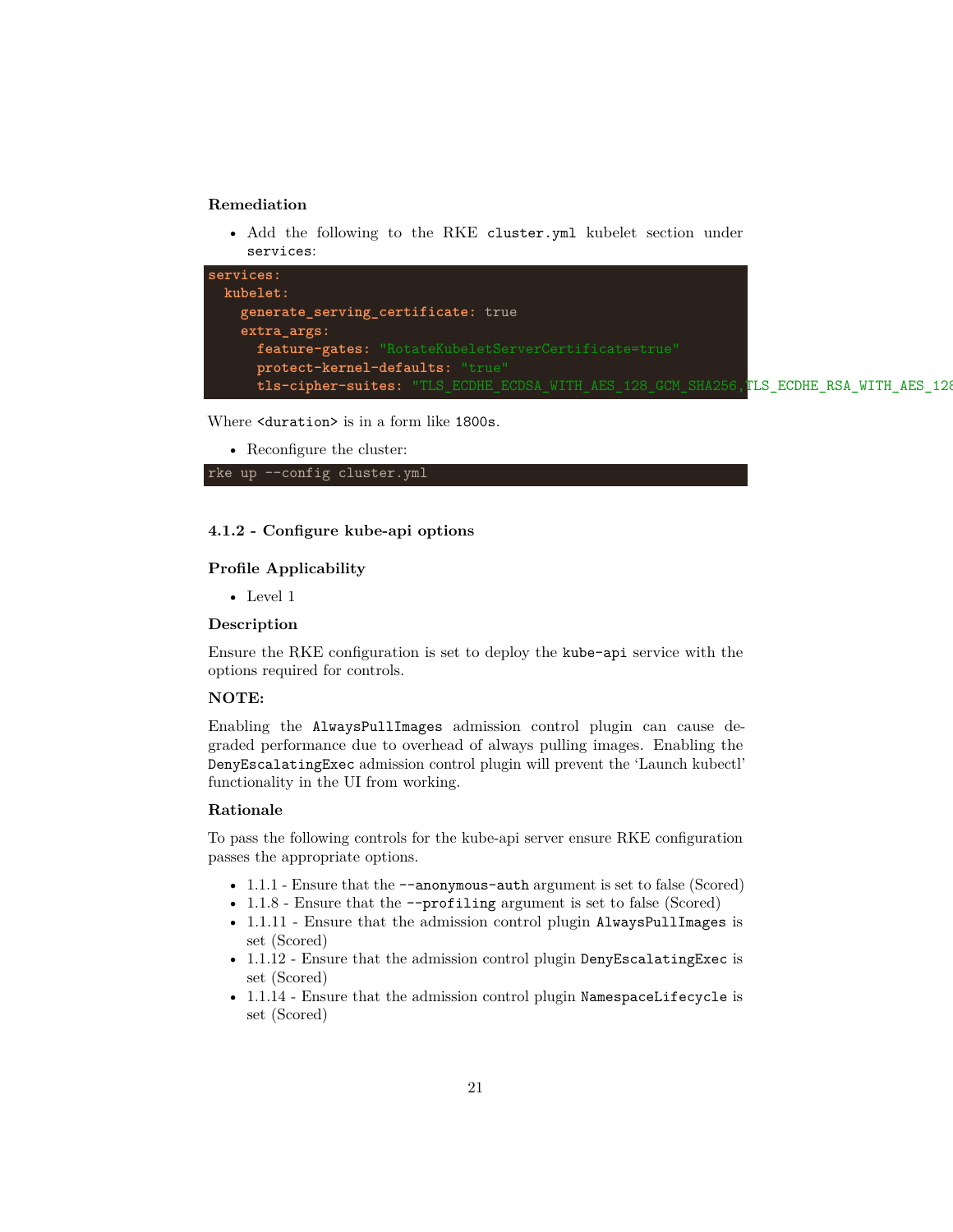### Remediation

- Add the following to the RKE `cluster.yml` kubelet section under `services`:

```
services:
  kubelet:
    generate_serving_certificate: true
    extra_args:
      feature-gates: "RotateKubeletServerCertificate=true"
      protect-kernel-defaults: "true"
      tls-cipher-suites: "TLS_ECDHE_ECDSA_WITH_AES_128_GCM_SHA256,TLS_ECDHE_RSA_WITH_AES_128
```

Where `<duration>` is in a form like `1800s`.

- Reconfigure the cluster:

```
rke up --config cluster.yml
```

### 4.1.2 - Configure kube-api options

#### Profile Applicability

- Level 1

#### Description

Ensure the RKE configuration is set to deploy the `kube-api` service with the options required for controls.

#### NOTE:

Enabling the `AlwaysPullImages` admission control plugin can cause degraded performance due to overhead of always pulling images. Enabling the `DenyEscalatingExec` admission control plugin will prevent the 'Launch kubectl' functionality in the UI from working.

#### Rationale

To pass the following controls for the kube-api server ensure RKE configuration passes the appropriate options.

- 1.1.1 - Ensure that the `--anonymous-auth` argument is set to false (Scored)
- 1.1.8 - Ensure that the `--profiling` argument is set to false (Scored)
- 1.1.11 - Ensure that the admission control plugin `AlwaysPullImages` is set (Scored)
- 1.1.12 - Ensure that the admission control plugin `DenyEscalatingExec` is set (Scored)
- 1.1.14 - Ensure that the admission control plugin `NamespaceLifecycle` is set (Scored)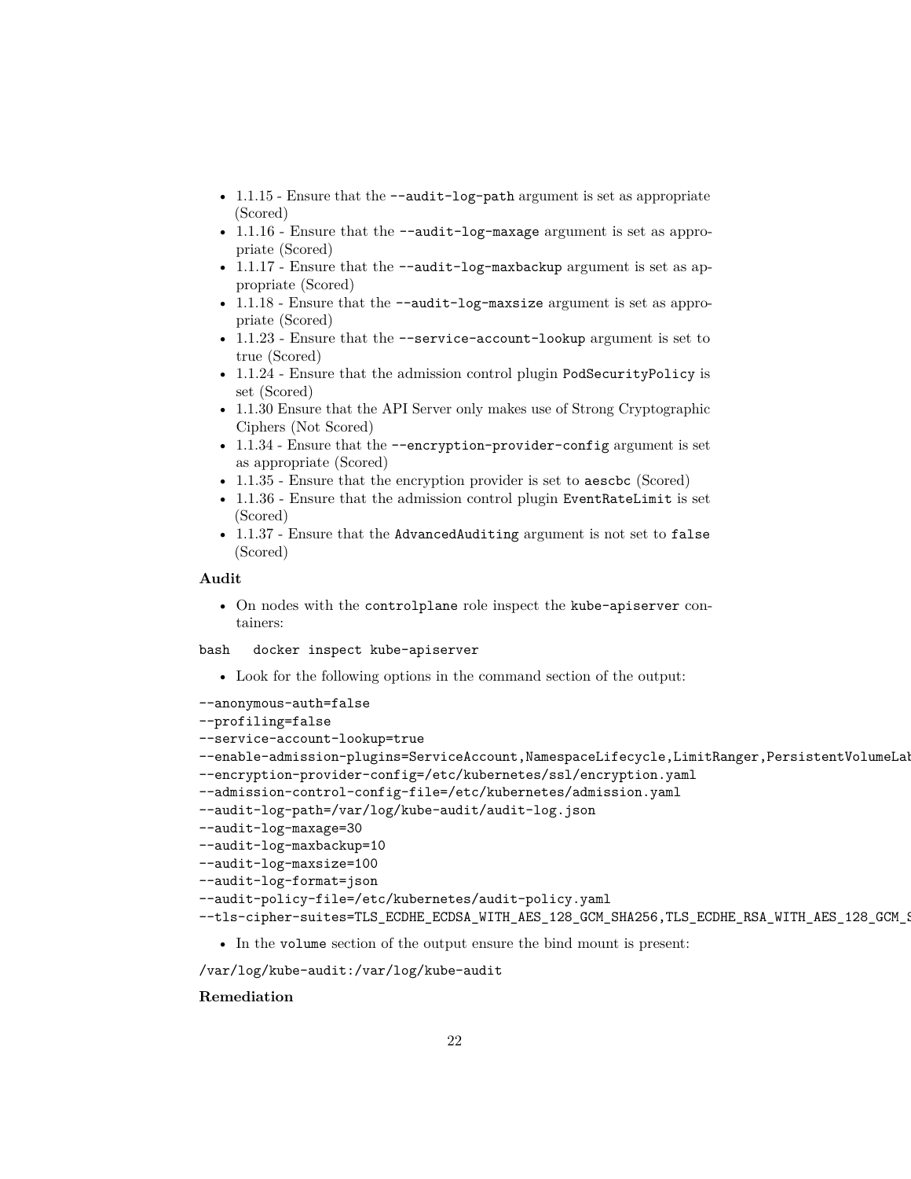- 1.1.15 - Ensure that the `--audit-log-path` argument is set as appropriate (Scored)
- 1.1.16 - Ensure that the `--audit-log-maxage` argument is set as appropriate (Scored)
- 1.1.17 - Ensure that the `--audit-log-maxbackup` argument is set as appropriate (Scored)
- 1.1.18 - Ensure that the `--audit-log-maxsize` argument is set as appropriate (Scored)
- 1.1.23 - Ensure that the `--service-account-lookup` argument is set to true (Scored)
- 1.1.24 - Ensure that the admission control plugin `PodSecurityPolicy` is set (Scored)
- 1.1.30 Ensure that the API Server only makes use of Strong Cryptographic Ciphers (Not Scored)
- 1.1.34 - Ensure that the `--encryption-provider-config` argument is set as appropriate (Scored)
- 1.1.35 - Ensure that the encryption provider is set to `aescbc` (Scored)
- 1.1.36 - Ensure that the admission control plugin `EventRateLimit` is set (Scored)
- 1.1.37 - Ensure that the `AdvancedAuditing` argument is not set to `false` (Scored)

**Audit**

- On nodes with the `controlplane` role inspect the `kube-apiserver` containers:

```
bash   docker inspect kube-apiserver
```

- Look for the following options in the command section of the output:

```
--anonymous-auth=false
--profiling=false
--service-account-lookup=true
--enable-admission-plugins=ServiceAccount,NamespaceLifecycle,LimitRanger,PersistentVolumeLab
--encryption-provider-config=/etc/kubernetes/ssl/encryption.yaml
--admission-control-config-file=/etc/kubernetes/admission.yaml
--audit-log-path=/var/log/kube-audit/audit-log.json
--audit-log-maxage=30
--audit-log-maxbackup=10
--audit-log-maxsize=100
--audit-log-format=json
--audit-policy-file=/etc/kubernetes/audit-policy.yaml
--tls-cipher-suites=TLS_ECDHE_ECDSA_WITH_AES_128_GCM_SHA256,TLS_ECDHE_RSA_WITH_AES_128_GCM_S
```

- In the `volume` section of the output ensure the bind mount is present:

```
/var/log/kube-audit:/var/log/kube-audit
```

**Remediation**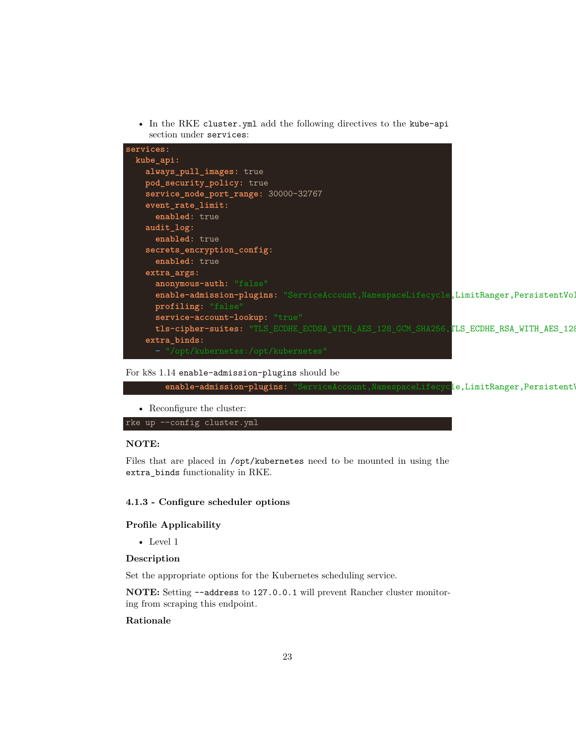- In the RKE `cluster.yml` add the following directives to the `kube-api` section under `services`:

```
services:
  kube_api:
    always_pull_images: true
    pod_security_policy: true
    service_node_port_range: 30000-32767
    event_rate_limit:
      enabled: true
    audit_log:
      enabled: true
    secrets_encryption_config:
      enabled: true
    extra_args:
      anonymous-auth: "false"
      enable-admission-plugins: "ServiceAccount,NamespaceLifecycle,LimitRanger,PersistentVol
      profiling: "false"
      service-account-lookup: "true"
      tls-cipher-suites: "TLS_ECDHE_ECDSA_WITH_AES_128_GCM_SHA256,TLS_ECDHE_RSA_WITH_AES_128
    extra_binds:
      - "/opt/kubernetes:/opt/kubernetes"
```

For k8s 1.14 `enable-admission-plugins` should be

```
      enable-admission-plugins: "ServiceAccount,NamespaceLifecycle,LimitRanger,PersistentV
```

- Reconfigure the cluster:

```
rke up --config cluster.yml
```

**NOTE:**

Files that are placed in `/opt/kubernetes` need to be mounted in using the `extra_binds` functionality in RKE.

#### 4.1.3 - Configure scheduler options

**Profile Applicability**

- Level 1

**Description**

Set the appropriate options for the Kubernetes scheduling service.

**NOTE:** Setting `--address` to `127.0.0.1` will prevent Rancher cluster monitoring from scraping this endpoint.

**Rationale**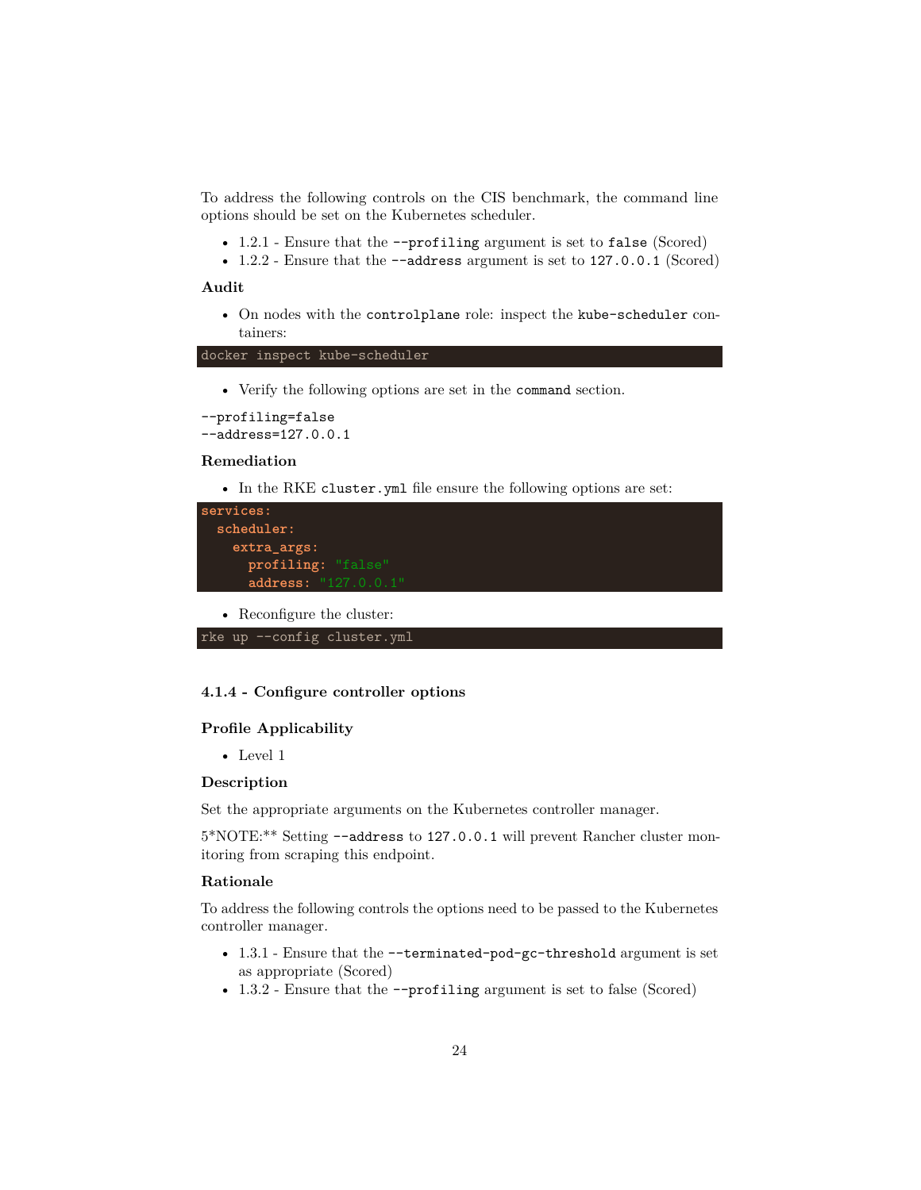To address the following controls on the CIS benchmark, the command line options should be set on the Kubernetes scheduler.

- 1.2.1 - Ensure that the `--profiling` argument is set to `false` (Scored)
- 1.2.2 - Ensure that the `--address` argument is set to `127.0.0.1` (Scored)

**Audit**

- On nodes with the `controlplane` role: inspect the `kube-scheduler` containers:

```
docker inspect kube-scheduler
```

- Verify the following options are set in the `command` section.

```
--profiling=false
--address=127.0.0.1
```

**Remediation**

- In the RKE `cluster.yml` file ensure the following options are set:

```
services:
  scheduler:
    extra_args:
      profiling: "false"
      address: "127.0.0.1"
```

- Reconfigure the cluster:

```
rke up --config cluster.yml
```

#### 4.1.4 - Configure controller options

**Profile Applicability**

- Level 1

**Description**

Set the appropriate arguments on the Kubernetes controller manager.

5*NOTE:** Setting `--address` to `127.0.0.1` will prevent Rancher cluster monitoring from scraping this endpoint.

**Rationale**

To address the following controls the options need to be passed to the Kubernetes controller manager.

- 1.3.1 - Ensure that the `--terminated-pod-gc-threshold` argument is set as appropriate (Scored)
- 1.3.2 - Ensure that the `--profiling` argument is set to false (Scored)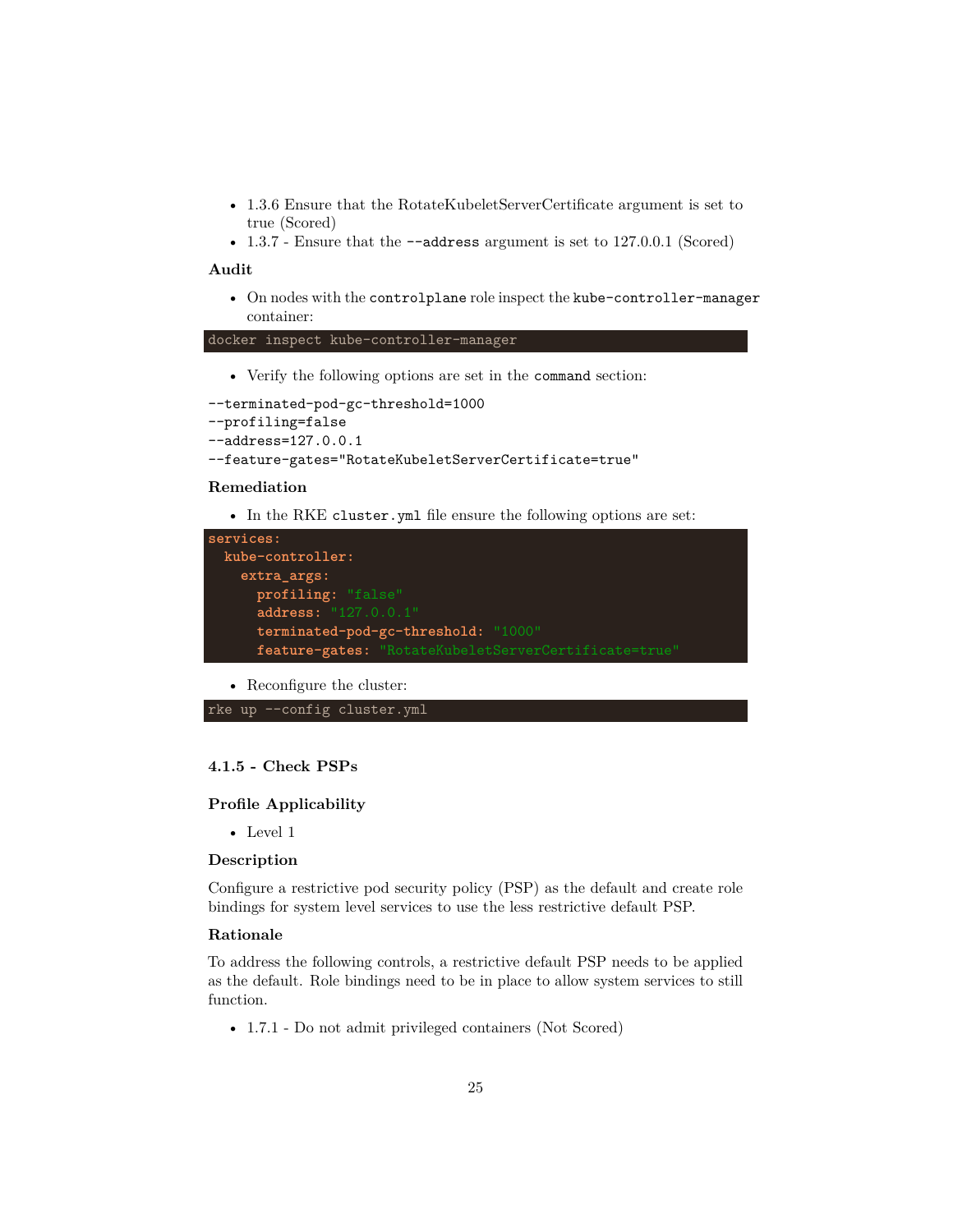- 1.3.6 Ensure that the RotateKubeletServerCertificate argument is set to true (Scored)
- 1.3.7 - Ensure that the `--address` argument is set to 127.0.0.1 (Scored)

**Audit**

- On nodes with the `controlplane` role inspect the `kube-controller-manager` container:

```
docker inspect kube-controller-manager
```

- Verify the following options are set in the `command` section:

```
--terminated-pod-gc-threshold=1000
--profiling=false
--address=127.0.0.1
--feature-gates="RotateKubeletServerCertificate=true"
```

**Remediation**

- In the RKE `cluster.yml` file ensure the following options are set:

```
services:
  kube-controller:
    extra_args:
      profiling: "false"
      address: "127.0.0.1"
      terminated-pod-gc-threshold: "1000"
      feature-gates: "RotateKubeletServerCertificate=true"
```

- Reconfigure the cluster:

```
rke up --config cluster.yml
```

#### 4.1.5 - Check PSPs

**Profile Applicability**

- Level 1

**Description**

Configure a restrictive pod security policy (PSP) as the default and create role bindings for system level services to use the less restrictive default PSP.

**Rationale**

To address the following controls, a restrictive default PSP needs to be applied as the default. Role bindings need to be in place to allow system services to still function.

- 1.7.1 - Do not admit privileged containers (Not Scored)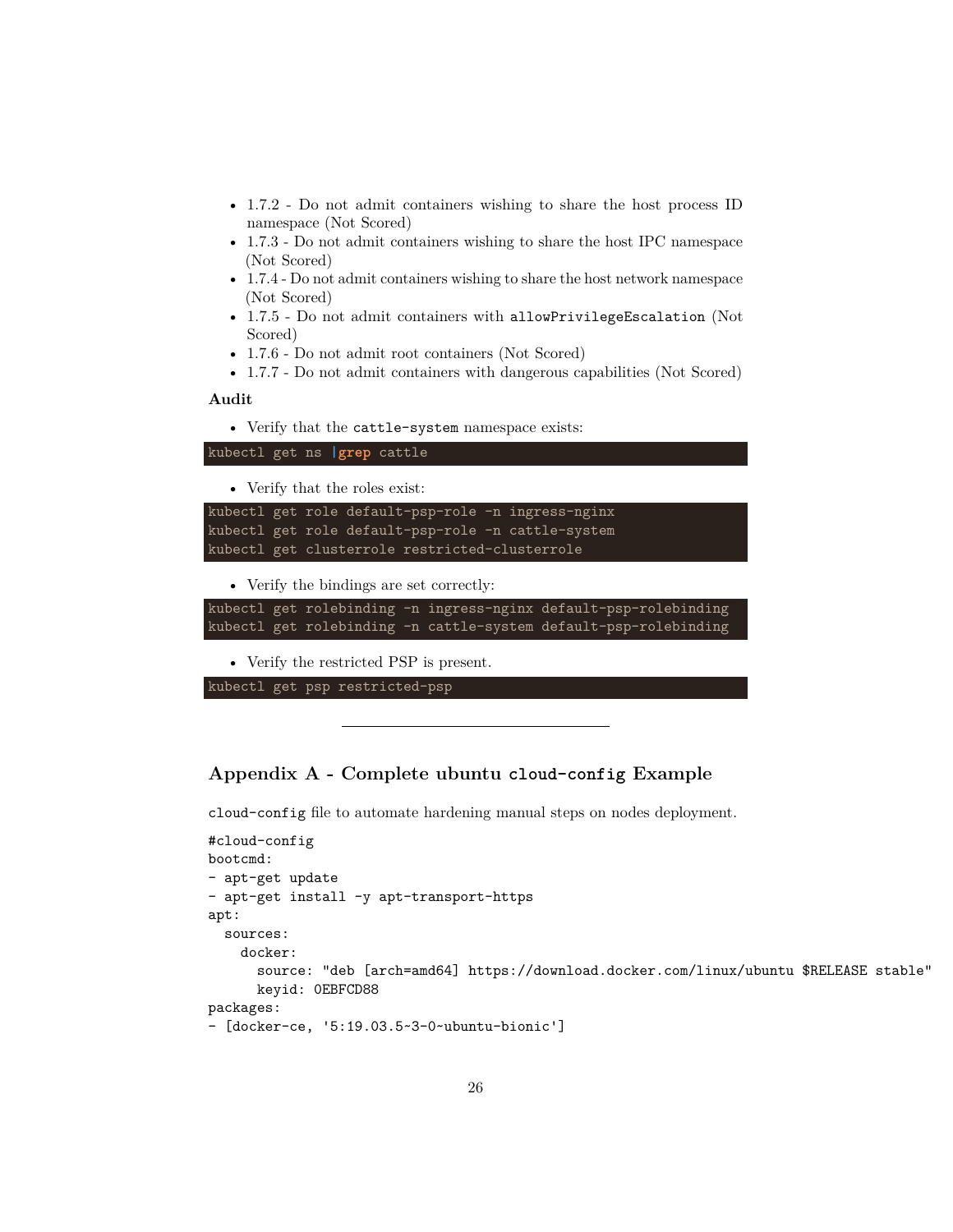- 1.7.2 - Do not admit containers wishing to share the host process ID namespace (Not Scored)
- 1.7.3 - Do not admit containers wishing to share the host IPC namespace (Not Scored)
- 1.7.4 - Do not admit containers wishing to share the host network namespace (Not Scored)
- 1.7.5 - Do not admit containers with `allowPrivilegeEscalation` (Not Scored)
- 1.7.6 - Do not admit root containers (Not Scored)
- 1.7.7 - Do not admit containers with dangerous capabilities (Not Scored)

**Audit**

- Verify that the `cattle-system` namespace exists:

```
kubectl get ns |grep cattle
```

- Verify that the roles exist:

```
kubectl get role default-psp-role -n ingress-nginx
kubectl get role default-psp-role -n cattle-system
kubectl get clusterrole restricted-clusterrole
```

- Verify the bindings are set correctly:

```
kubectl get rolebinding -n ingress-nginx default-psp-rolebinding
kubectl get rolebinding -n cattle-system default-psp-rolebinding
```

- Verify the restricted PSP is present.

```
kubectl get psp restricted-psp
```

---

## Appendix A - Complete ubuntu `cloud-config` Example

`cloud-config` file to automate hardening manual steps on nodes deployment.

```
#cloud-config
bootcmd:
- apt-get update
- apt-get install -y apt-transport-https
apt:
  sources:
    docker:
      source: "deb [arch=amd64] https://download.docker.com/linux/ubuntu $RELEASE stable"
      keyid: 0EBFCD88
packages:
- [docker-ce, '5:19.03.5~3-0~ubuntu-bionic']
```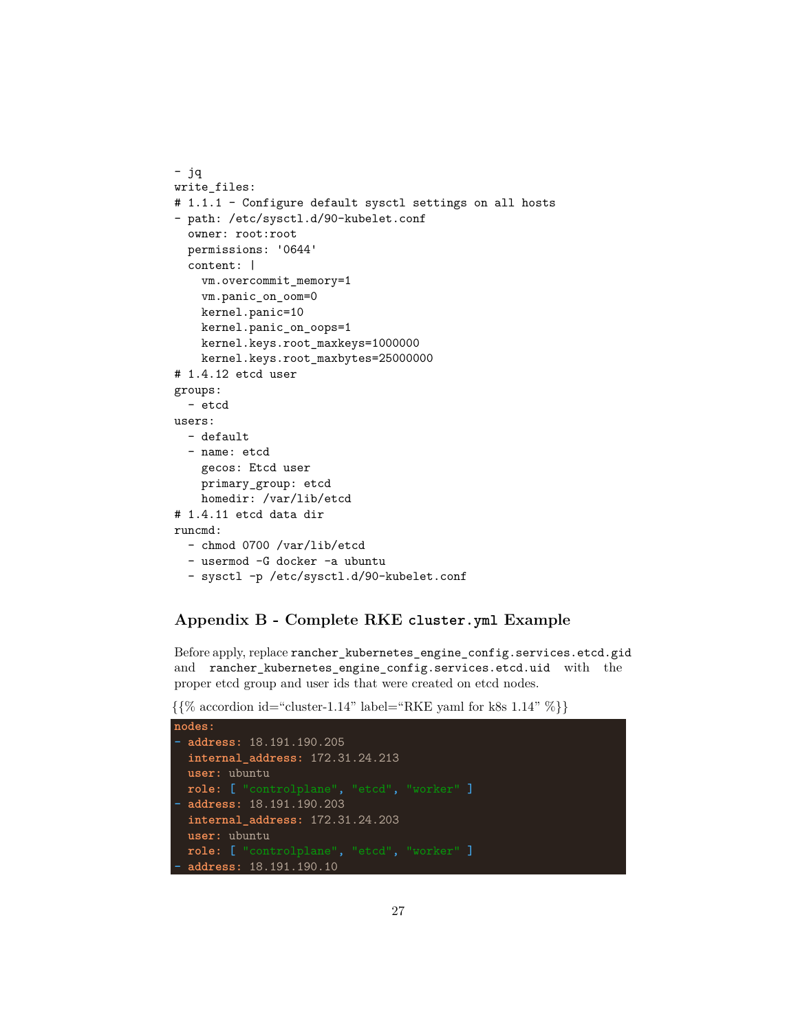```
- jq
write_files:
# 1.1.1 - Configure default sysctl settings on all hosts
- path: /etc/sysctl.d/90-kubelet.conf
  owner: root:root
  permissions: '0644'
  content: |
    vm.overcommit_memory=1
    vm.panic_on_oom=0
    kernel.panic=10
    kernel.panic_on_oops=1
    kernel.keys.root_maxkeys=1000000
    kernel.keys.root_maxbytes=25000000
# 1.4.12 etcd user
groups:
  - etcd
users:
  - default
  - name: etcd
    gecos: Etcd user
    primary_group: etcd
    homedir: /var/lib/etcd
# 1.4.11 etcd data dir
runcmd:
  - chmod 0700 /var/lib/etcd
  - usermod -G docker -a ubuntu
  - sysctl -p /etc/sysctl.d/90-kubelet.conf
```

## Appendix B - Complete RKE `cluster.yml` Example

Before apply, replace `rancher_kubernetes_engine_config.services.etcd.gid` and `rancher_kubernetes_engine_config.services.etcd.uid` with the proper etcd group and user ids that were created on etcd nodes.

{{% accordion id="cluster-1.14" label="RKE yaml for k8s 1.14" %}}

```
nodes:
- address: 18.191.190.205
  internal_address: 172.31.24.213
  user: ubuntu
  role: [ "controlplane", "etcd", "worker" ]
- address: 18.191.190.203
  internal_address: 172.31.24.203
  user: ubuntu
  role: [ "controlplane", "etcd", "worker" ]
- address: 18.191.190.10
```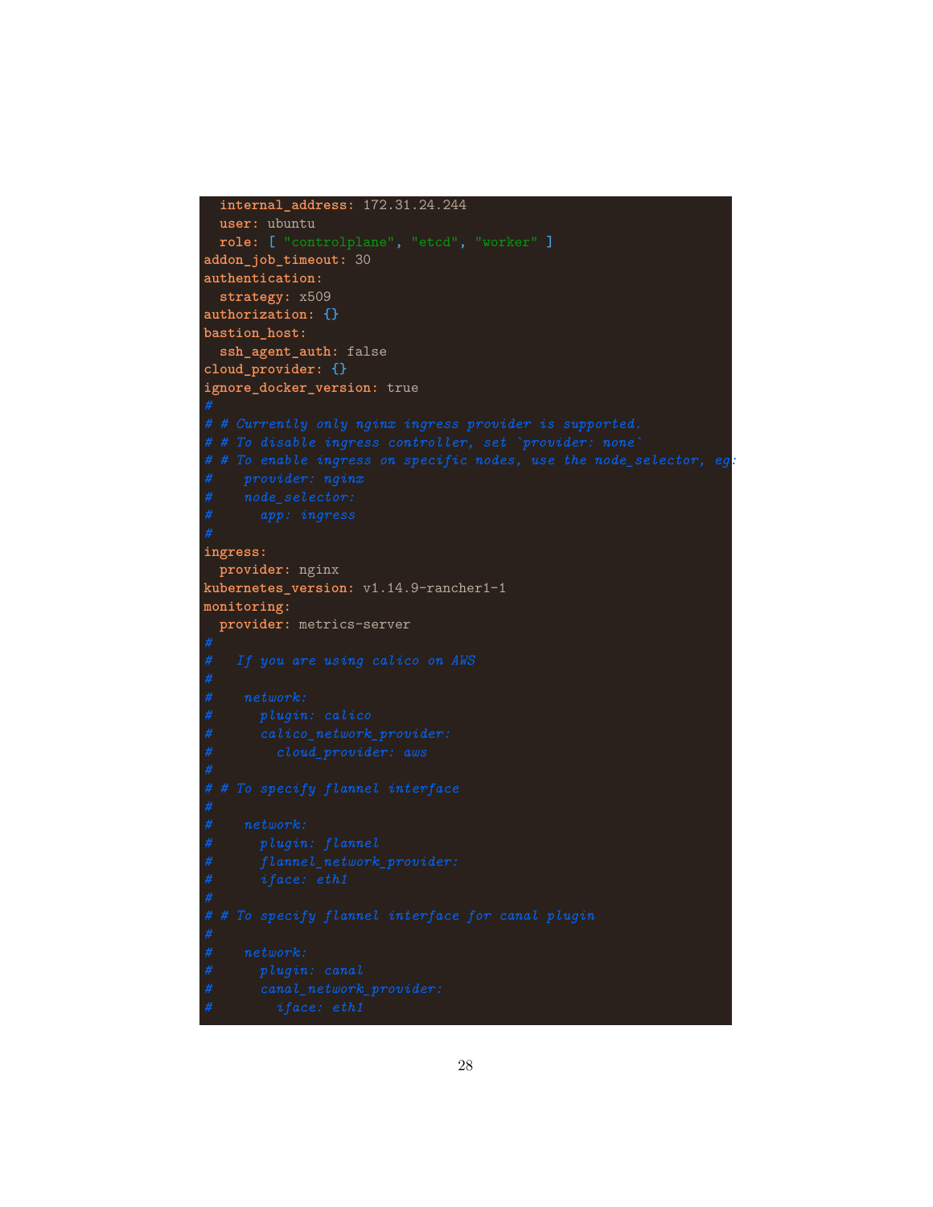```yaml
  internal_address: 172.31.24.244
  user: ubuntu
  role: [ "controlplane", "etcd", "worker" ]
addon_job_timeout: 30
authentication:
  strategy: x509
authorization: {}
bastion_host:
  ssh_agent_auth: false
cloud_provider: {}
ignore_docker_version: true
#
# # Currently only nginx ingress provider is supported.
# # To disable ingress controller, set `provider: none`
# # To enable ingress on specific nodes, use the node_selector, eg:
#    provider: nginx
#    node_selector:
#      app: ingress
#
ingress:
  provider: nginx
kubernetes_version: v1.14.9-rancher1-1
monitoring:
  provider: metrics-server
#
#   If you are using calico on AWS
#
#    network:
#      plugin: calico
#      calico_network_provider:
#        cloud_provider: aws
#
# # To specify flannel interface
#
#    network:
#      plugin: flannel
#      flannel_network_provider:
#      iface: eth1
#
# # To specify flannel interface for canal plugin
#
#    network:
#      plugin: canal
#      canal_network_provider:
#        iface: eth1
```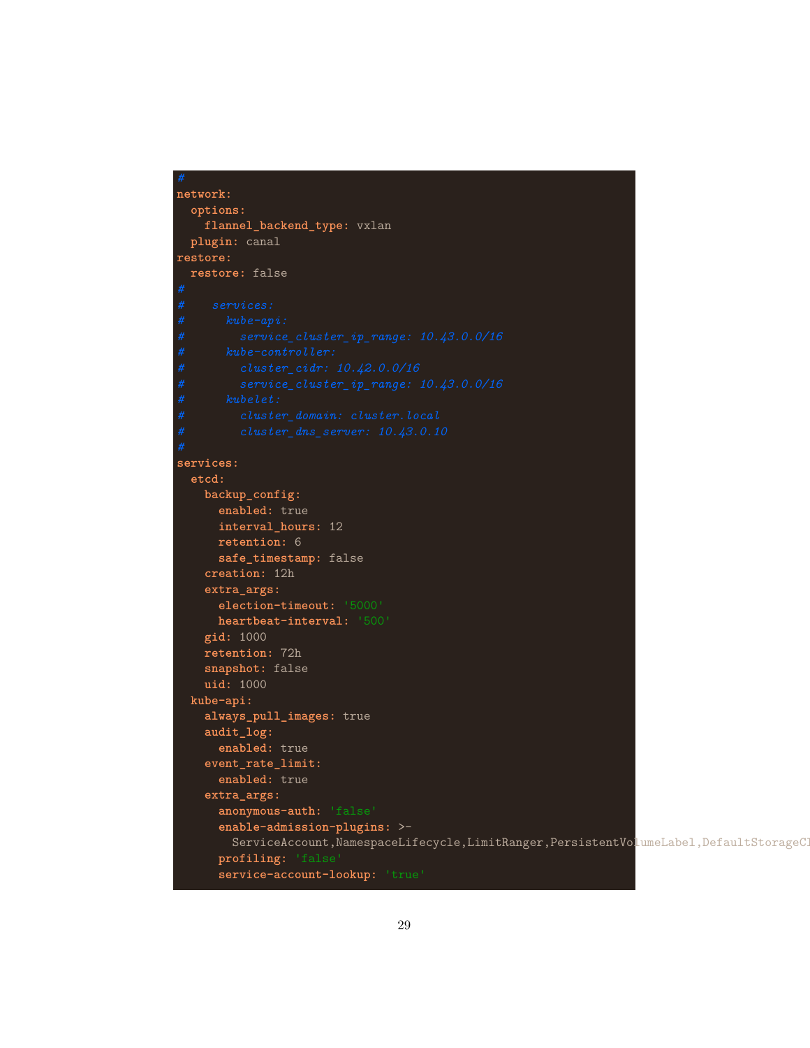```yaml
#
network:
  options:
    flannel_backend_type: vxlan
  plugin: canal
restore:
  restore: false
#
#    services:
#      kube-api:
#        service_cluster_ip_range: 10.43.0.0/16
#      kube-controller:
#        cluster_cidr: 10.42.0.0/16
#        service_cluster_ip_range: 10.43.0.0/16
#      kubelet:
#        cluster_domain: cluster.local
#        cluster_dns_server: 10.43.0.10
#
services:
  etcd:
    backup_config:
      enabled: true
      interval_hours: 12
      retention: 6
      safe_timestamp: false
    creation: 12h
    extra_args:
      election-timeout: '5000'
      heartbeat-interval: '500'
    gid: 1000
    retention: 72h
    snapshot: false
    uid: 1000
  kube-api:
    always_pull_images: true
    audit_log:
      enabled: true
    event_rate_limit:
      enabled: true
    extra_args:
      anonymous-auth: 'false'
      enable-admission-plugins: >-
        ServiceAccount,NamespaceLifecycle,LimitRanger,PersistentVolumeLabel,DefaultStorageCl
      profiling: 'false'
      service-account-lookup: 'true'
```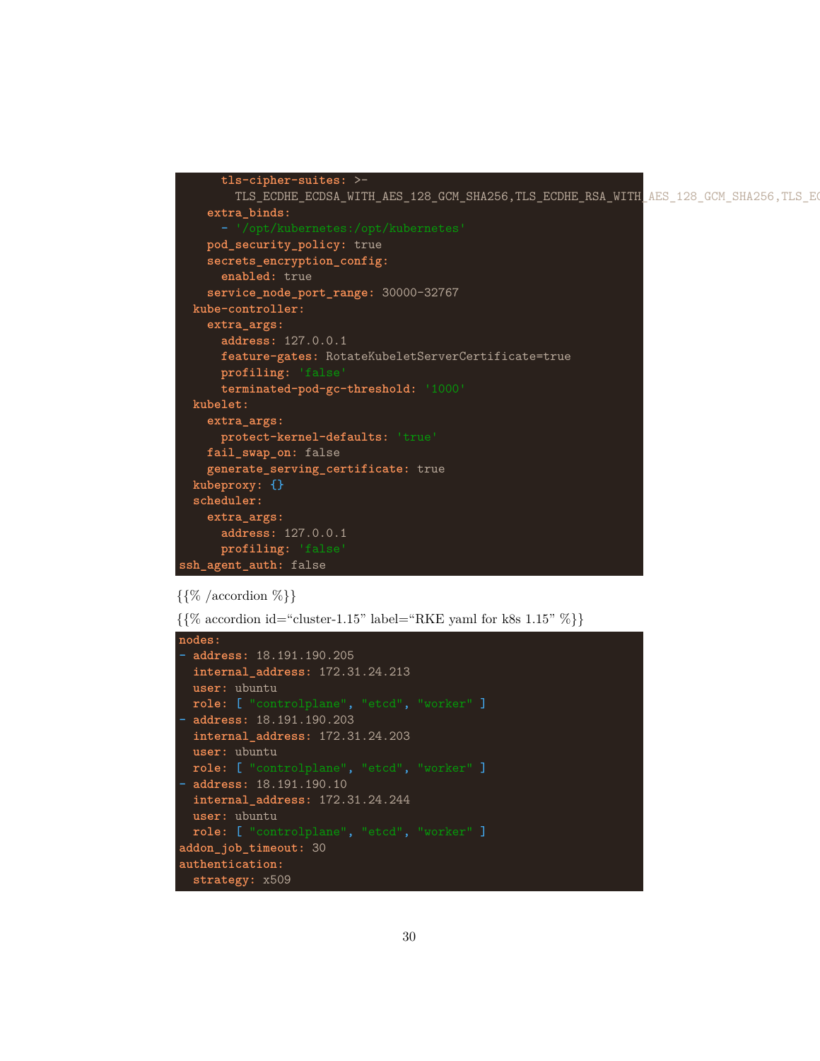```yaml
      tls-cipher-suites: >-
        TLS_ECDHE_ECDSA_WITH_AES_128_GCM_SHA256,TLS_ECDHE_RSA_WITH_AES_128_GCM_SHA256,TLS_EC
    extra_binds:
      - '/opt/kubernetes:/opt/kubernetes'
    pod_security_policy: true
    secrets_encryption_config:
      enabled: true
    service_node_port_range: 30000-32767
  kube-controller:
    extra_args:
      address: 127.0.0.1
      feature-gates: RotateKubeletServerCertificate=true
      profiling: 'false'
      terminated-pod-gc-threshold: '1000'
  kubelet:
    extra_args:
      protect-kernel-defaults: 'true'
    fail_swap_on: false
    generate_serving_certificate: true
  kubeproxy: {}
  scheduler:
    extra_args:
      address: 127.0.0.1
      profiling: 'false'
ssh_agent_auth: false
```

{{% /accordion %}}

{{% accordion id="cluster-1.15" label="RKE yaml for k8s 1.15" %}}

```yaml
nodes:
- address: 18.191.190.205
  internal_address: 172.31.24.213
  user: ubuntu
  role: [ "controlplane", "etcd", "worker" ]
- address: 18.191.190.203
  internal_address: 172.31.24.203
  user: ubuntu
  role: [ "controlplane", "etcd", "worker" ]
- address: 18.191.190.10
  internal_address: 172.31.24.244
  user: ubuntu
  role: [ "controlplane", "etcd", "worker" ]
addon_job_timeout: 30
authentication:
  strategy: x509
```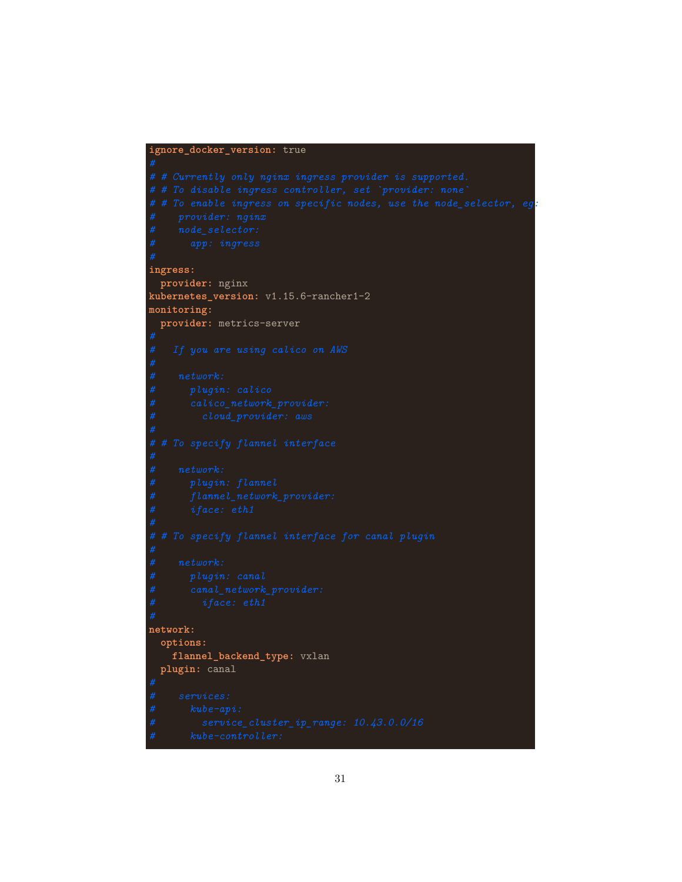```yaml
ignore_docker_version: true
#
# # Currently only nginx ingress provider is supported.
# # To disable ingress controller, set `provider: none`
# # To enable ingress on specific nodes, use the node_selector, eg:
#    provider: nginx
#    node_selector:
#      app: ingress
#
ingress:
  provider: nginx
kubernetes_version: v1.15.6-rancher1-2
monitoring:
  provider: metrics-server
#
#   If you are using calico on AWS
#
#    network:
#      plugin: calico
#      calico_network_provider:
#        cloud_provider: aws
#
# # To specify flannel interface
#
#    network:
#      plugin: flannel
#      flannel_network_provider:
#      iface: eth1
#
# # To specify flannel interface for canal plugin
#
#    network:
#      plugin: canal
#      canal_network_provider:
#        iface: eth1
#
network:
  options:
    flannel_backend_type: vxlan
  plugin: canal
#
#    services:
#      kube-api:
#        service_cluster_ip_range: 10.43.0.0/16
#      kube-controller:
```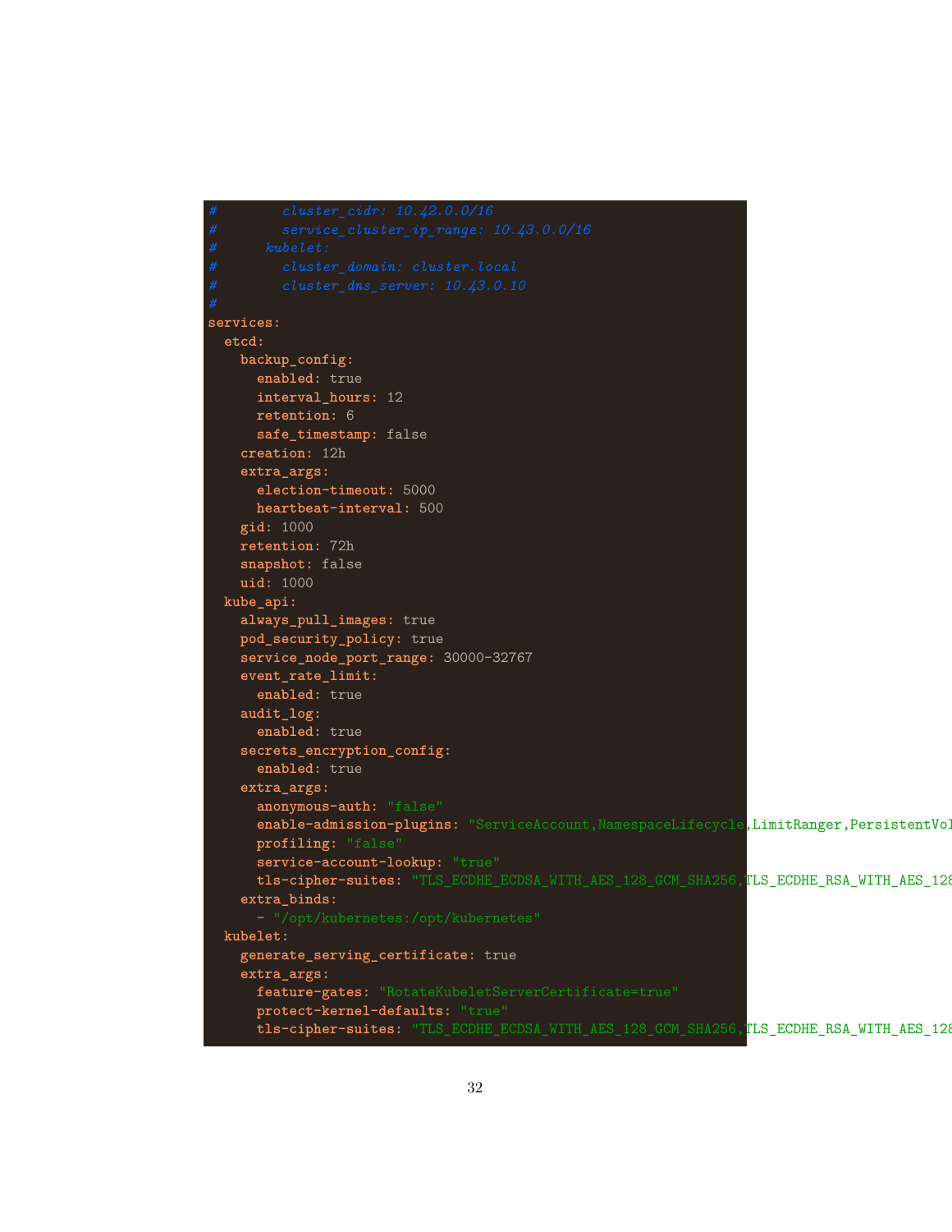```yaml
#        cluster_cidr: 10.42.0.0/16
#        service_cluster_ip_range: 10.43.0.0/16
#      kubelet:
#        cluster_domain: cluster.local
#        cluster_dns_server: 10.43.0.10
#
services:
  etcd:
    backup_config:
      enabled: true
      interval_hours: 12
      retention: 6
      safe_timestamp: false
    creation: 12h
    extra_args:
      election-timeout: 5000
      heartbeat-interval: 500
    gid: 1000
    retention: 72h
    snapshot: false
    uid: 1000
  kube_api:
    always_pull_images: true
    pod_security_policy: true
    service_node_port_range: 30000-32767
    event_rate_limit:
      enabled: true
    audit_log:
      enabled: true
    secrets_encryption_config:
      enabled: true
    extra_args:
      anonymous-auth: "false"
      enable-admission-plugins: "ServiceAccount,NamespaceLifecycle,LimitRanger,PersistentVol
      profiling: "false"
      service-account-lookup: "true"
      tls-cipher-suites: "TLS_ECDHE_ECDSA_WITH_AES_128_GCM_SHA256,TLS_ECDHE_RSA_WITH_AES_128
    extra_binds:
      - "/opt/kubernetes:/opt/kubernetes"
  kubelet:
    generate_serving_certificate: true
    extra_args:
      feature-gates: "RotateKubeletServerCertificate=true"
      protect-kernel-defaults: "true"
      tls-cipher-suites: "TLS_ECDHE_ECDSA_WITH_AES_128_GCM_SHA256,TLS_ECDHE_RSA_WITH_AES_128
```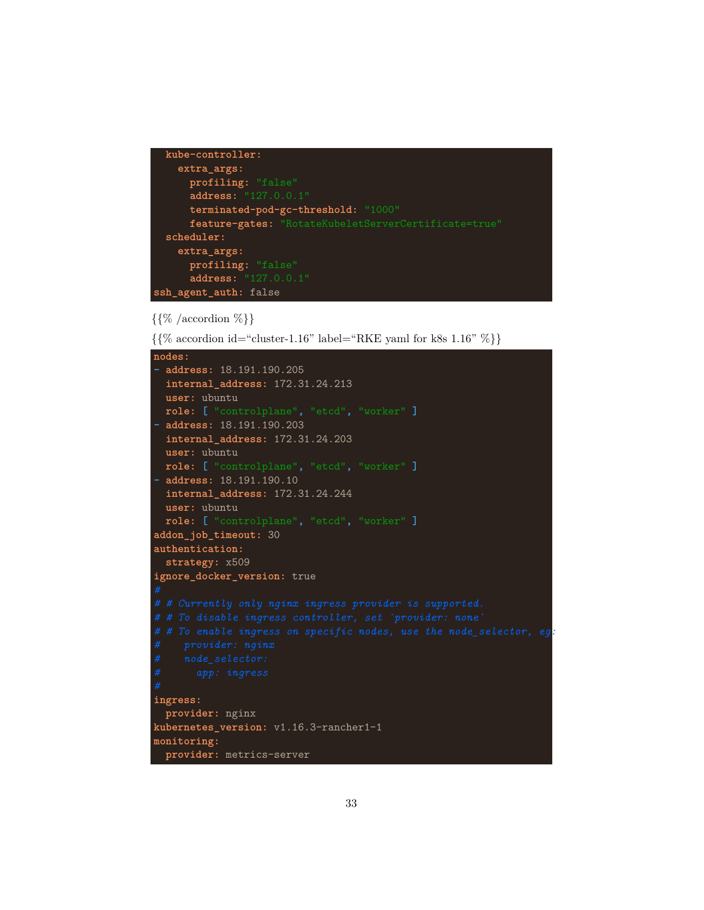```
  kube-controller:
    extra_args:
      profiling: "false"
      address: "127.0.0.1"
      terminated-pod-gc-threshold: "1000"
      feature-gates: "RotateKubeletServerCertificate=true"
  scheduler:
    extra_args:
      profiling: "false"
      address: "127.0.0.1"
ssh_agent_auth: false
```

{{% /accordion %}}

{{% accordion id="cluster-1.16" label="RKE yaml for k8s 1.16" %}}

```
nodes:
- address: 18.191.190.205
  internal_address: 172.31.24.213
  user: ubuntu
  role: [ "controlplane", "etcd", "worker" ]
- address: 18.191.190.203
  internal_address: 172.31.24.203
  user: ubuntu
  role: [ "controlplane", "etcd", "worker" ]
- address: 18.191.190.10
  internal_address: 172.31.24.244
  user: ubuntu
  role: [ "controlplane", "etcd", "worker" ]
addon_job_timeout: 30
authentication:
  strategy: x509
ignore_docker_version: true
#
# # Currently only nginx ingress provider is supported.
# # To disable ingress controller, set `provider: none`
# # To enable ingress on specific nodes, use the node_selector, eg:
#    provider: nginx
#    node_selector:
#      app: ingress
#
ingress:
  provider: nginx
kubernetes_version: v1.16.3-rancher1-1
monitoring:
  provider: metrics-server
```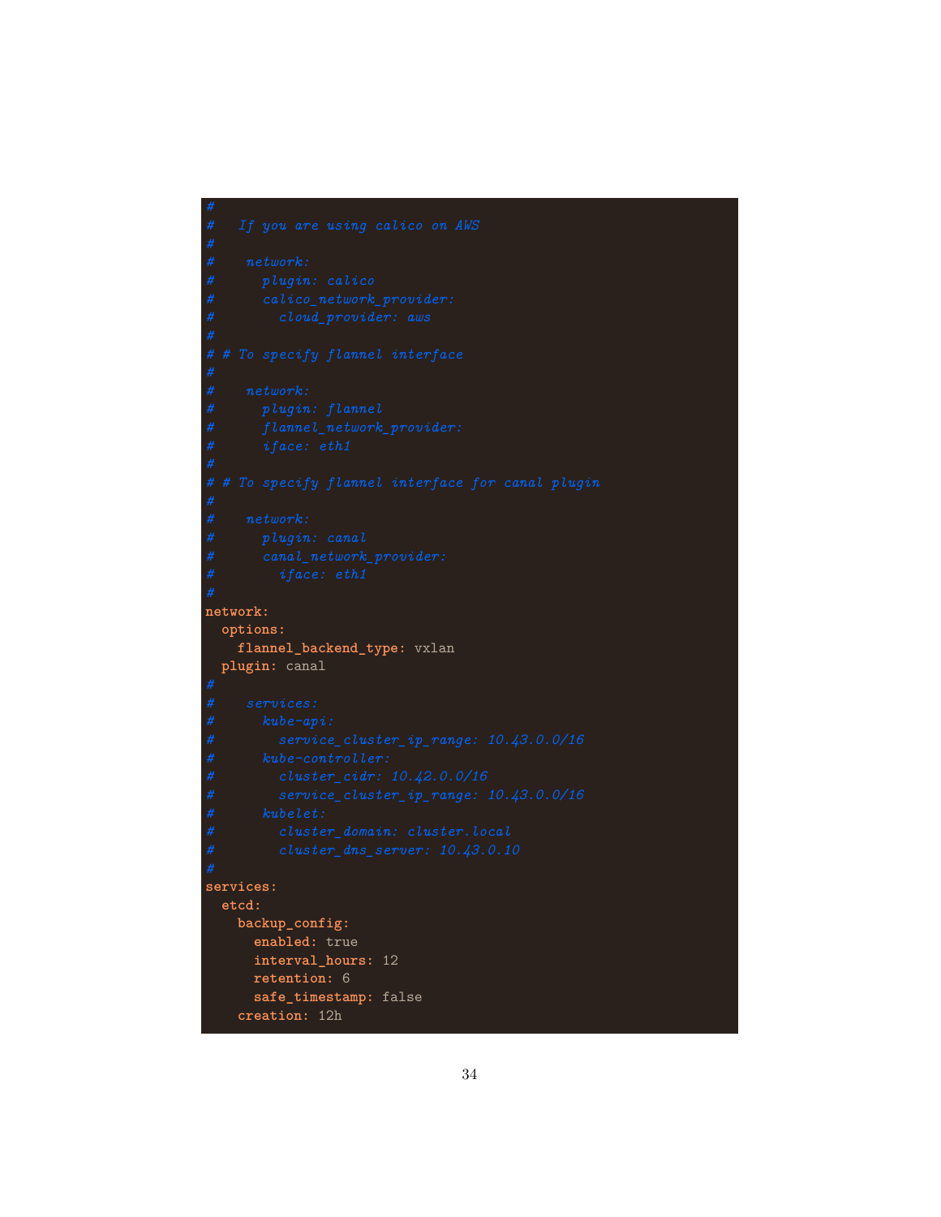```
#
#   If you are using calico on AWS
#
#    network:
#      plugin: calico
#      calico_network_provider:
#        cloud_provider: aws
#
# # To specify flannel interface
#
#    network:
#      plugin: flannel
#      flannel_network_provider:
#      iface: eth1
#
# # To specify flannel interface for canal plugin
#
#    network:
#      plugin: canal
#      canal_network_provider:
#        iface: eth1
#
network:
  options:
    flannel_backend_type: vxlan
  plugin: canal
#
#    services:
#      kube-api:
#        service_cluster_ip_range: 10.43.0.0/16
#      kube-controller:
#        cluster_cidr: 10.42.0.0/16
#        service_cluster_ip_range: 10.43.0.0/16
#      kubelet:
#        cluster_domain: cluster.local
#        cluster_dns_server: 10.43.0.10
#
services:
  etcd:
    backup_config:
      enabled: true
      interval_hours: 12
      retention: 6
      safe_timestamp: false
    creation: 12h
```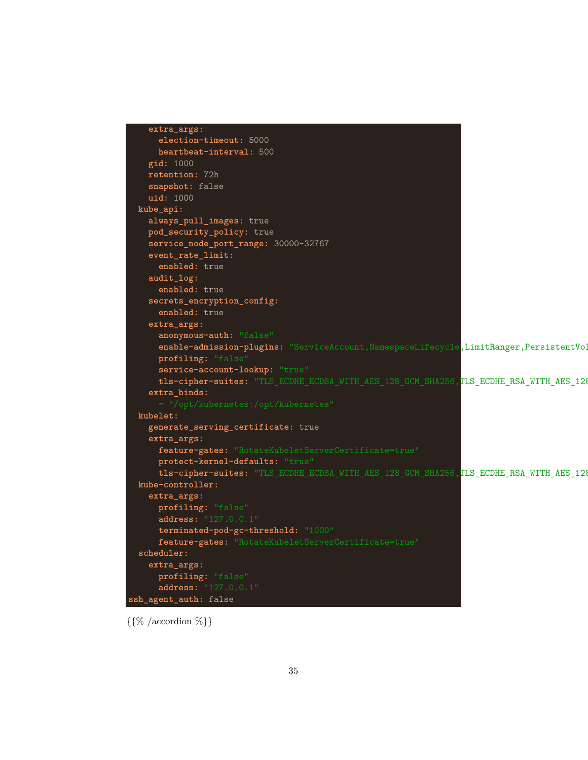```yaml
    extra_args:
      election-timeout: 5000
      heartbeat-interval: 500
    gid: 1000
    retention: 72h
    snapshot: false
    uid: 1000
  kube_api:
    always_pull_images: true
    pod_security_policy: true
    service_node_port_range: 30000-32767
    event_rate_limit:
      enabled: true
    audit_log:
      enabled: true
    secrets_encryption_config:
      enabled: true
    extra_args:
      anonymous-auth: "false"
      enable-admission-plugins: "ServiceAccount,NamespaceLifecycle,LimitRanger,PersistentVol
      profiling: "false"
      service-account-lookup: "true"
      tls-cipher-suites: "TLS_ECDHE_ECDSA_WITH_AES_128_GCM_SHA256,TLS_ECDHE_RSA_WITH_AES_128
    extra_binds:
      - "/opt/kubernetes:/opt/kubernetes"
  kubelet:
    generate_serving_certificate: true
    extra_args:
      feature-gates: "RotateKubeletServerCertificate=true"
      protect-kernel-defaults: "true"
      tls-cipher-suites: "TLS_ECDHE_ECDSA_WITH_AES_128_GCM_SHA256,TLS_ECDHE_RSA_WITH_AES_128
  kube-controller:
    extra_args:
      profiling: "false"
      address: "127.0.0.1"
      terminated-pod-gc-threshold: "1000"
      feature-gates: "RotateKubeletServerCertificate=true"
  scheduler:
    extra_args:
      profiling: "false"
      address: "127.0.0.1"
ssh_agent_auth: false
```

{{% /accordion %}}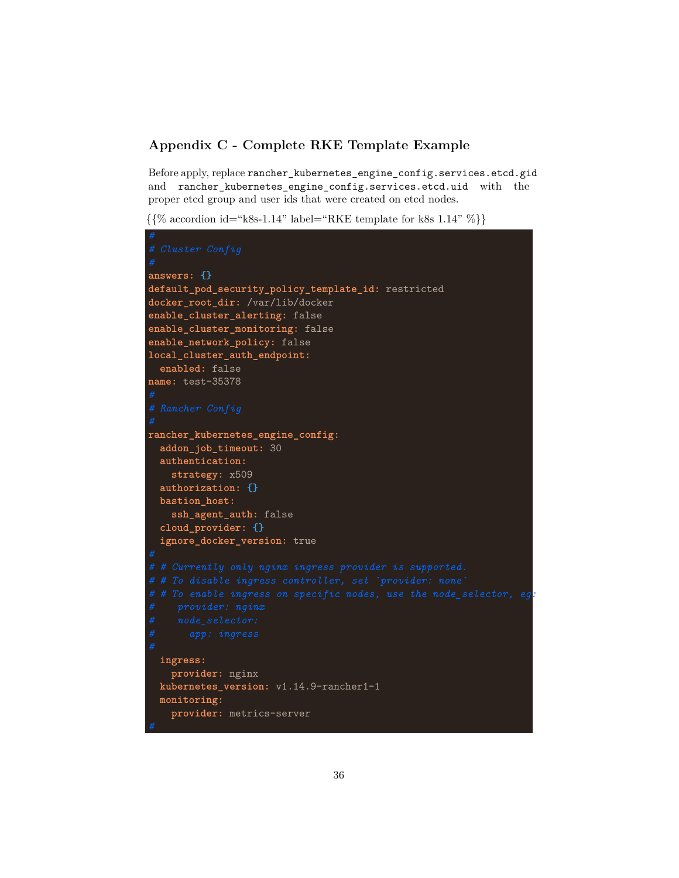### Appendix C - Complete RKE Template Example

Before apply, replace `rancher_kubernetes_engine_config.services.etcd.gid` and `rancher_kubernetes_engine_config.services.etcd.uid` with the proper etcd group and user ids that were created on etcd nodes.

{{% accordion id="k8s-1.14" label="RKE template for k8s 1.14" %}}

```yaml
#
# Cluster Config
#
answers: {}
default_pod_security_policy_template_id: restricted
docker_root_dir: /var/lib/docker
enable_cluster_alerting: false
enable_cluster_monitoring: false
enable_network_policy: false
local_cluster_auth_endpoint:
  enabled: false
name: test-35378
#
# Rancher Config
#
rancher_kubernetes_engine_config:
  addon_job_timeout: 30
  authentication:
    strategy: x509
  authorization: {}
  bastion_host:
    ssh_agent_auth: false
  cloud_provider: {}
  ignore_docker_version: true
#
# # Currently only nginx ingress provider is supported.
# # To disable ingress controller, set `provider: none`
# # To enable ingress on specific nodes, use the node_selector, eg:
#    provider: nginx
#    node_selector:
#      app: ingress
#
  ingress:
    provider: nginx
  kubernetes_version: v1.14.9-rancher1-1
  monitoring:
    provider: metrics-server
#
```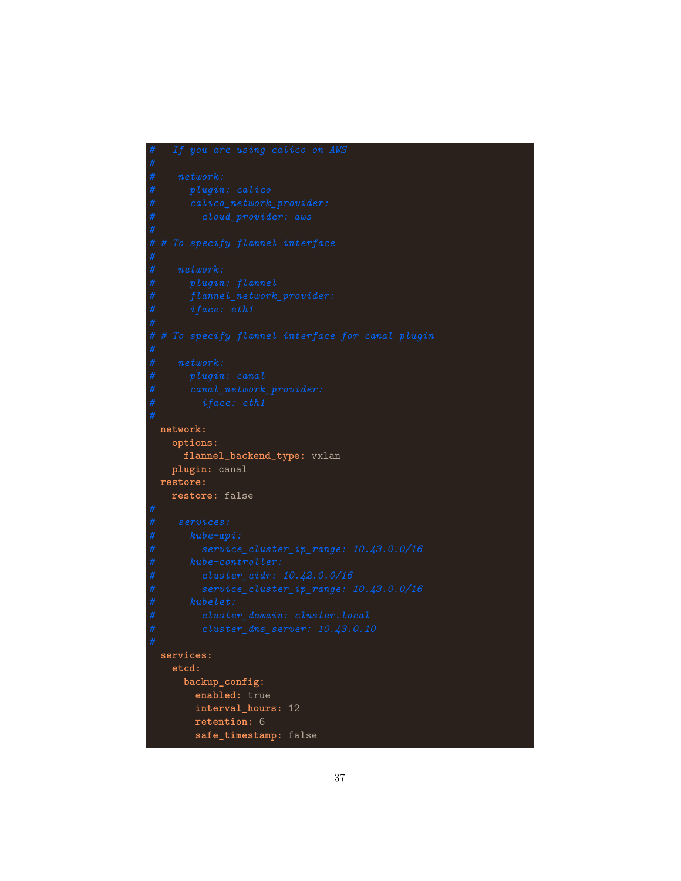```
#   If you are using calico on AWS
#
#    network:
#      plugin: calico
#      calico_network_provider:
#        cloud_provider: aws
#
# # To specify flannel interface
#
#    network:
#      plugin: flannel
#      flannel_network_provider:
#      iface: eth1
#
# # To specify flannel interface for canal plugin
#
#    network:
#      plugin: canal
#      canal_network_provider:
#        iface: eth1
#
  network:
    options:
      flannel_backend_type: vxlan
    plugin: canal
  restore:
    restore: false
#
#    services:
#      kube-api:
#        service_cluster_ip_range: 10.43.0.0/16
#      kube-controller:
#        cluster_cidr: 10.42.0.0/16
#        service_cluster_ip_range: 10.43.0.0/16
#      kubelet:
#        cluster_domain: cluster.local
#        cluster_dns_server: 10.43.0.10
#
  services:
    etcd:
      backup_config:
        enabled: true
        interval_hours: 12
        retention: 6
        safe_timestamp: false
```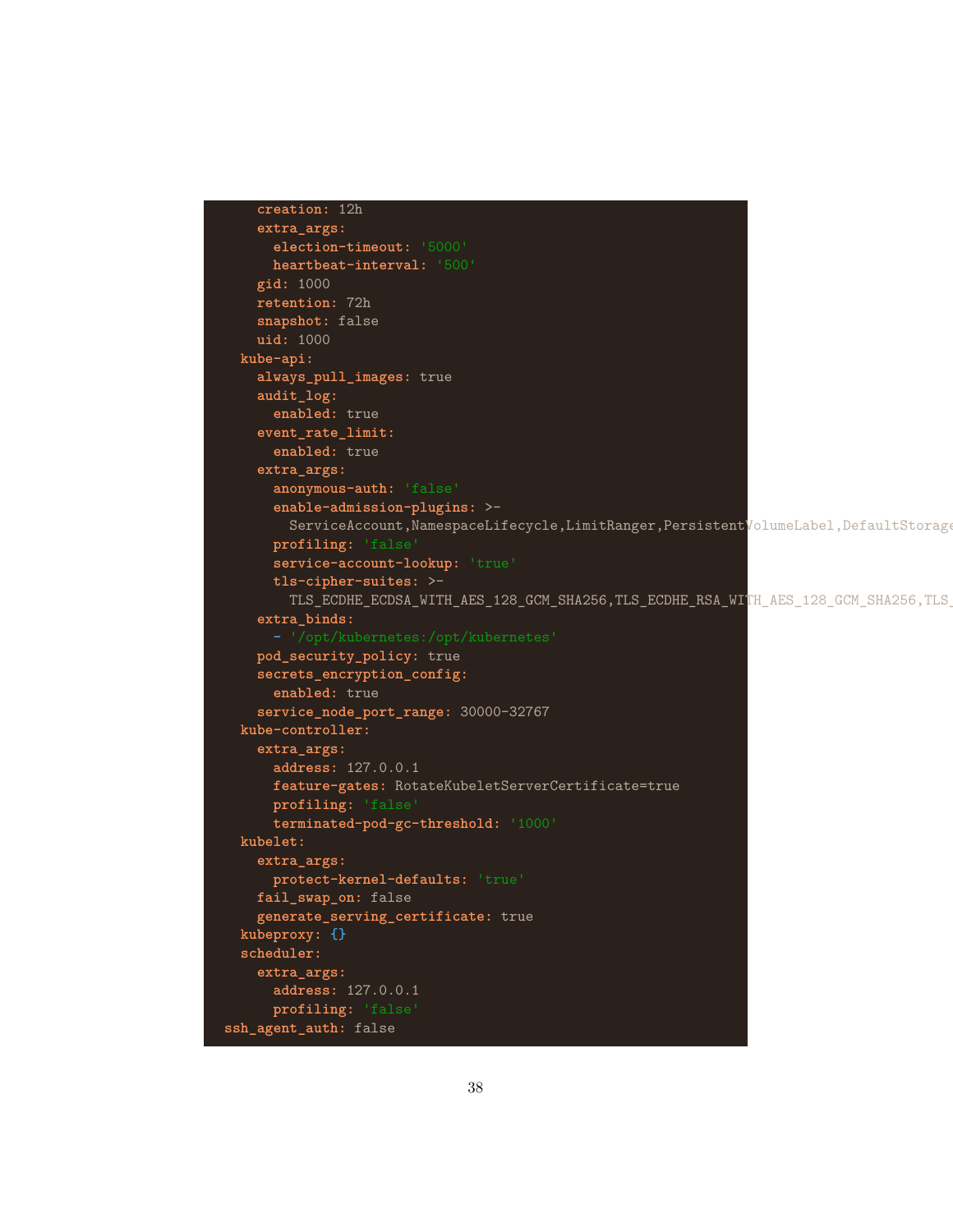```
    creation: 12h
    extra_args:
      election-timeout: '5000'
      heartbeat-interval: '500'
    gid: 1000
    retention: 72h
    snapshot: false
    uid: 1000
  kube-api:
    always_pull_images: true
    audit_log:
      enabled: true
    event_rate_limit:
      enabled: true
    extra_args:
      anonymous-auth: 'false'
      enable-admission-plugins: >-
        ServiceAccount,NamespaceLifecycle,LimitRanger,PersistentVolumeLabel,DefaultStorage
      profiling: 'false'
      service-account-lookup: 'true'
      tls-cipher-suites: >-
        TLS_ECDHE_ECDSA_WITH_AES_128_GCM_SHA256,TLS_ECDHE_RSA_WITH_AES_128_GCM_SHA256,TLS_
    extra_binds:
      - '/opt/kubernetes:/opt/kubernetes'
    pod_security_policy: true
    secrets_encryption_config:
      enabled: true
    service_node_port_range: 30000-32767
  kube-controller:
    extra_args:
      address: 127.0.0.1
      feature-gates: RotateKubeletServerCertificate=true
      profiling: 'false'
      terminated-pod-gc-threshold: '1000'
  kubelet:
    extra_args:
      protect-kernel-defaults: 'true'
    fail_swap_on: false
    generate_serving_certificate: true
  kubeproxy: {}
  scheduler:
    extra_args:
      address: 127.0.0.1
      profiling: 'false'
ssh_agent_auth: false
```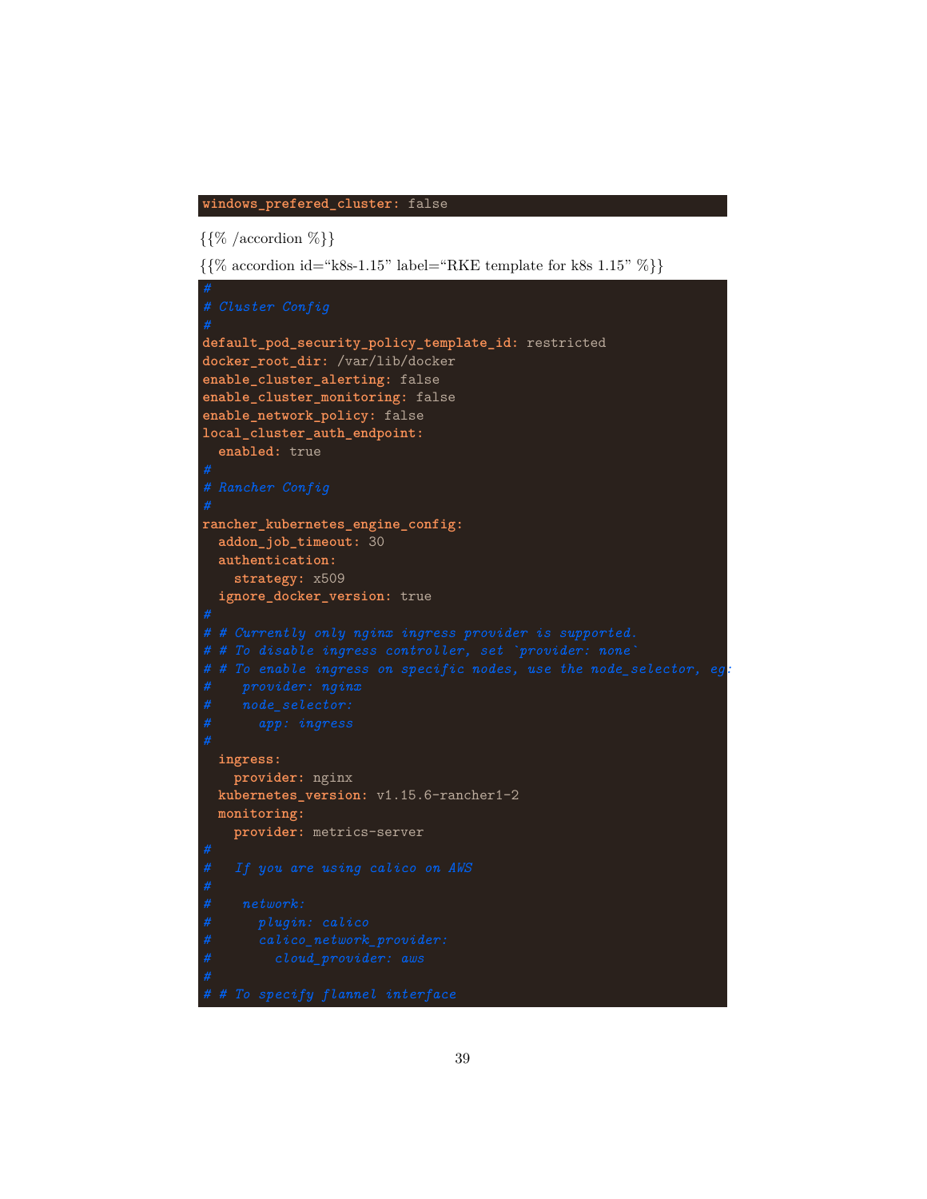```
windows_prefered_cluster: false
```

{{% /accordion %}}

{{% accordion id="k8s-1.15" label="RKE template for k8s 1.15" %}}

```
#
# Cluster Config
#
default_pod_security_policy_template_id: restricted
docker_root_dir: /var/lib/docker
enable_cluster_alerting: false
enable_cluster_monitoring: false
enable_network_policy: false
local_cluster_auth_endpoint:
  enabled: true
#
# Rancher Config
#
rancher_kubernetes_engine_config:
  addon_job_timeout: 30
  authentication:
    strategy: x509
  ignore_docker_version: true
#
# # Currently only nginx ingress provider is supported.
# # To disable ingress controller, set `provider: none`
# # To enable ingress on specific nodes, use the node_selector, eg:
#    provider: nginx
#    node_selector:
#      app: ingress
#
  ingress:
    provider: nginx
  kubernetes_version: v1.15.6-rancher1-2
  monitoring:
    provider: metrics-server
#
#   If you are using calico on AWS
#
#    network:
#      plugin: calico
#      calico_network_provider:
#        cloud_provider: aws
#
# # To specify flannel interface
```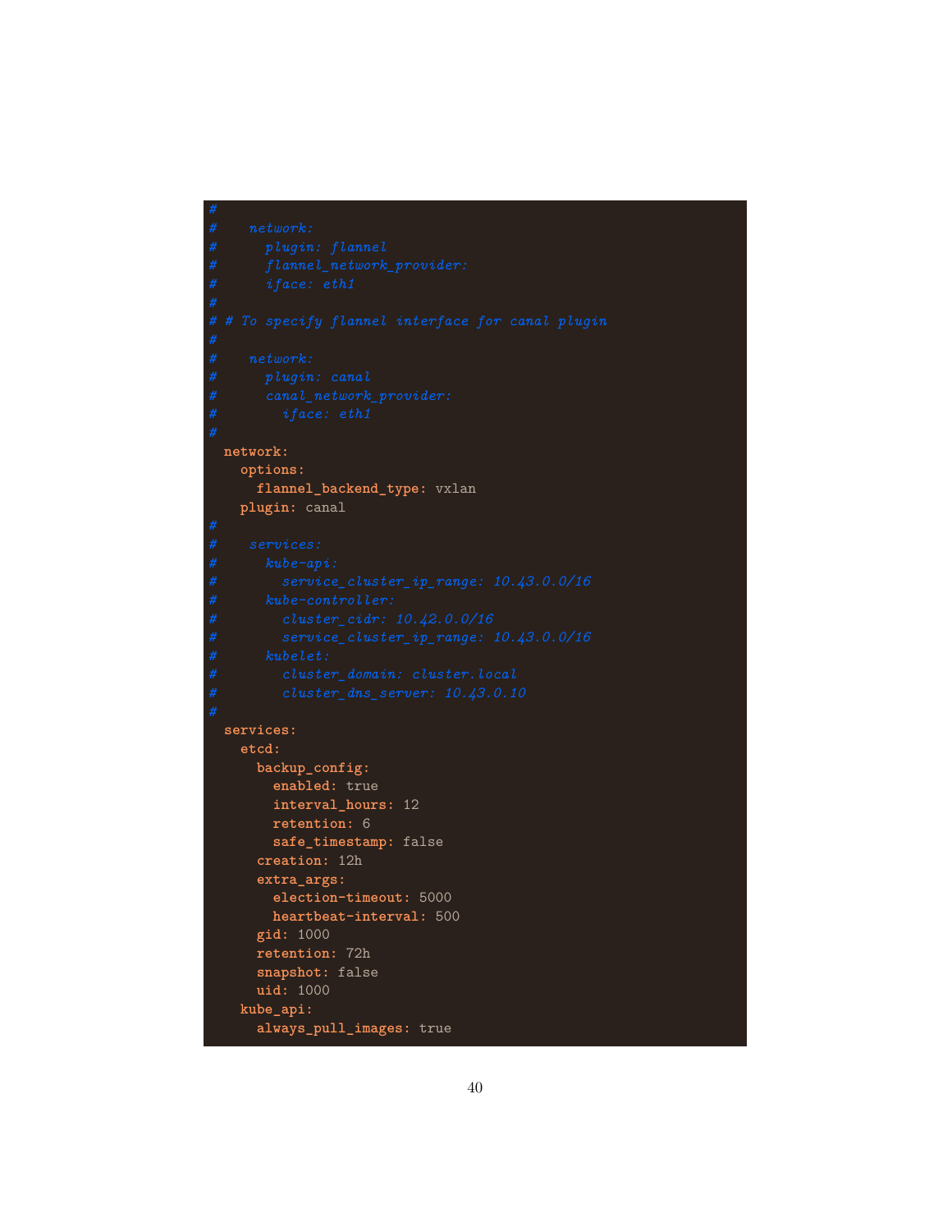```
#
#    network:
#      plugin: flannel
#      flannel_network_provider:
#      iface: eth1
#
# # To specify flannel interface for canal plugin
#
#    network:
#      plugin: canal
#      canal_network_provider:
#        iface: eth1
#
  network:
    options:
      flannel_backend_type: vxlan
    plugin: canal
#
#    services:
#      kube-api:
#        service_cluster_ip_range: 10.43.0.0/16
#      kube-controller:
#        cluster_cidr: 10.42.0.0/16
#        service_cluster_ip_range: 10.43.0.0/16
#      kubelet:
#        cluster_domain: cluster.local
#        cluster_dns_server: 10.43.0.10
#
  services:
    etcd:
      backup_config:
        enabled: true
        interval_hours: 12
        retention: 6
        safe_timestamp: false
      creation: 12h
      extra_args:
        election-timeout: 5000
        heartbeat-interval: 500
      gid: 1000
      retention: 72h
      snapshot: false
      uid: 1000
    kube_api:
      always_pull_images: true
```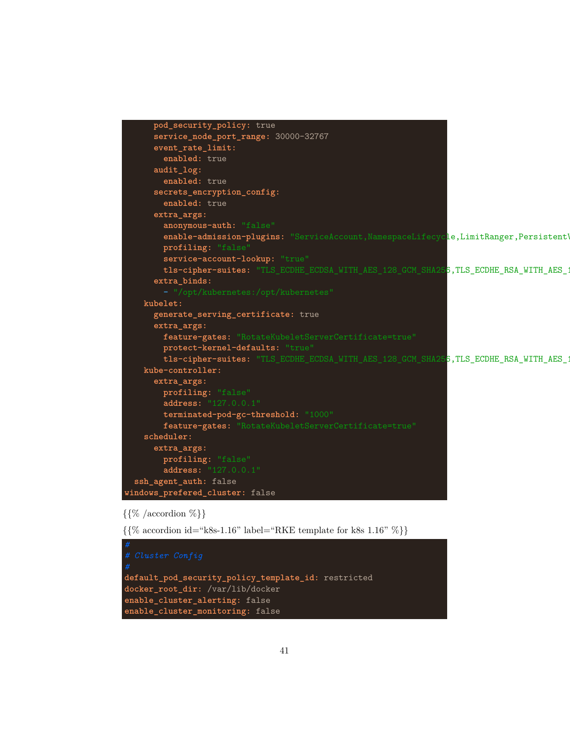```yaml
      pod_security_policy: true
      service_node_port_range: 30000-32767
      event_rate_limit:
        enabled: true
      audit_log:
        enabled: true
      secrets_encryption_config:
        enabled: true
      extra_args:
        anonymous-auth: "false"
        enable-admission-plugins: "ServiceAccount,NamespaceLifecycle,LimitRanger,PersistentV
        profiling: "false"
        service-account-lookup: "true"
        tls-cipher-suites: "TLS_ECDHE_ECDSA_WITH_AES_128_GCM_SHA256,TLS_ECDHE_RSA_WITH_AES_1
      extra_binds:
        - "/opt/kubernetes:/opt/kubernetes"
    kubelet:
      generate_serving_certificate: true
      extra_args:
        feature-gates: "RotateKubeletServerCertificate=true"
        protect-kernel-defaults: "true"
        tls-cipher-suites: "TLS_ECDHE_ECDSA_WITH_AES_128_GCM_SHA256,TLS_ECDHE_RSA_WITH_AES_1
    kube-controller:
      extra_args:
        profiling: "false"
        address: "127.0.0.1"
        terminated-pod-gc-threshold: "1000"
        feature-gates: "RotateKubeletServerCertificate=true"
    scheduler:
      extra_args:
        profiling: "false"
        address: "127.0.0.1"
  ssh_agent_auth: false
windows_prefered_cluster: false
```

{{% /accordion %}}

{{% accordion id="k8s-1.16" label="RKE template for k8s 1.16" %}}

```yaml
#
# Cluster Config
#
default_pod_security_policy_template_id: restricted
docker_root_dir: /var/lib/docker
enable_cluster_alerting: false
enable_cluster_monitoring: false
```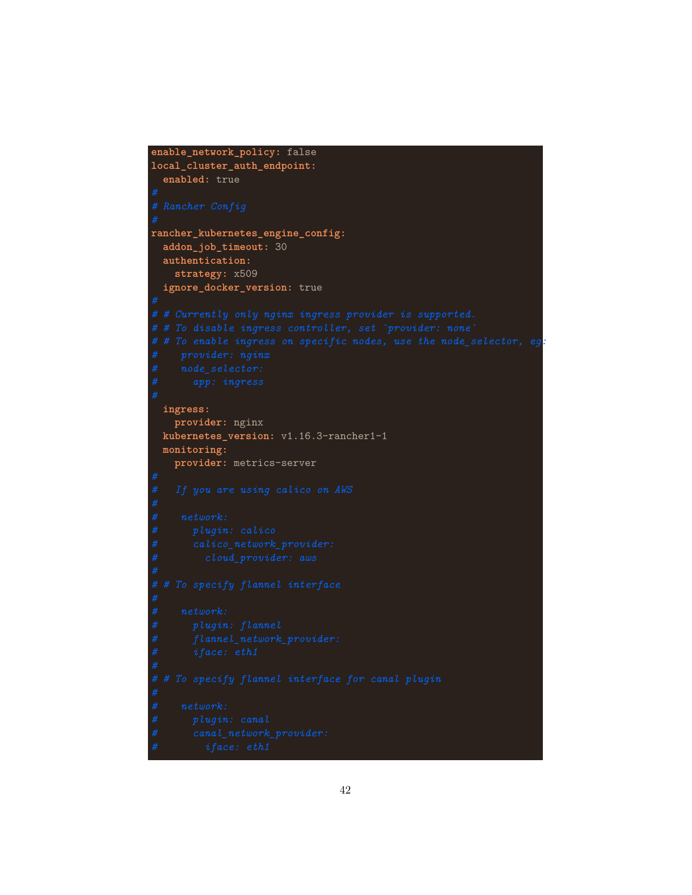```
enable_network_policy: false
local_cluster_auth_endpoint:
  enabled: true
#
# Rancher Config
#
rancher_kubernetes_engine_config:
  addon_job_timeout: 30
  authentication:
    strategy: x509
  ignore_docker_version: true
#
# # Currently only nginx ingress provider is supported.
# # To disable ingress controller, set `provider: none`
# # To enable ingress on specific nodes, use the node_selector, eg:
#    provider: nginx
#    node_selector:
#      app: ingress
#
  ingress:
    provider: nginx
  kubernetes_version: v1.16.3-rancher1-1
  monitoring:
    provider: metrics-server
#
#   If you are using calico on AWS
#
#    network:
#      plugin: calico
#      calico_network_provider:
#        cloud_provider: aws
#
# # To specify flannel interface
#
#    network:
#      plugin: flannel
#      flannel_network_provider:
#      iface: eth1
#
# # To specify flannel interface for canal plugin
#
#    network:
#      plugin: canal
#      canal_network_provider:
#        iface: eth1
```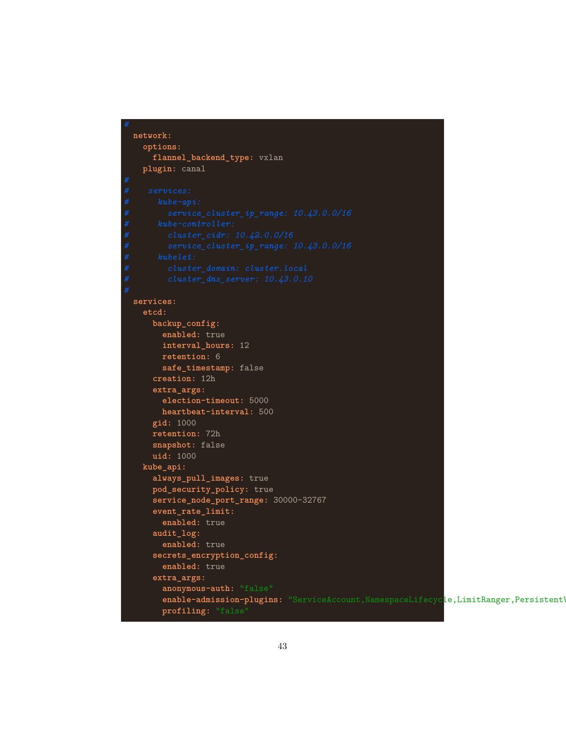```yaml
#
  network:
    options:
      flannel_backend_type: vxlan
    plugin: canal
#
#    services:
#      kube-api:
#        service_cluster_ip_range: 10.43.0.0/16
#      kube-controller:
#        cluster_cidr: 10.42.0.0/16
#        service_cluster_ip_range: 10.43.0.0/16
#      kubelet:
#        cluster_domain: cluster.local
#        cluster_dns_server: 10.43.0.10
#
  services:
    etcd:
      backup_config:
        enabled: true
        interval_hours: 12
        retention: 6
        safe_timestamp: false
      creation: 12h
      extra_args:
        election-timeout: 5000
        heartbeat-interval: 500
      gid: 1000
      retention: 72h
      snapshot: false
      uid: 1000
    kube_api:
      always_pull_images: true
      pod_security_policy: true
      service_node_port_range: 30000-32767
      event_rate_limit:
        enabled: true
      audit_log:
        enabled: true
      secrets_encryption_config:
        enabled: true
      extra_args:
        anonymous-auth: "false"
        enable-admission-plugins: "ServiceAccount,NamespaceLifecycle,LimitRanger,Persistent\
        profiling: "false"
```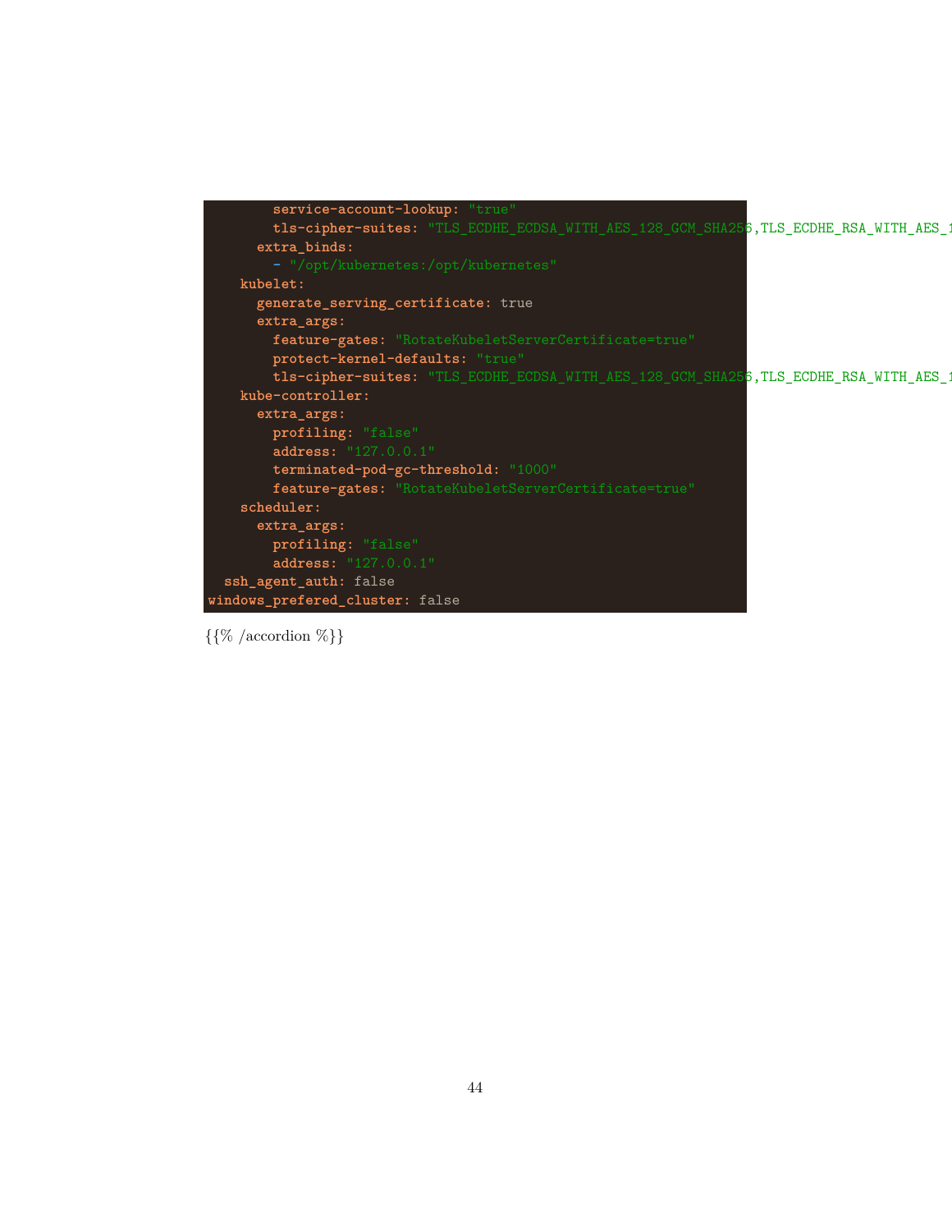```yaml
        service-account-lookup: "true"
        tls-cipher-suites: "TLS_ECDHE_ECDSA_WITH_AES_128_GCM_SHA256,TLS_ECDHE_RSA_WITH_AES_1
      extra_binds:
        - "/opt/kubernetes:/opt/kubernetes"
    kubelet:
      generate_serving_certificate: true
      extra_args:
        feature-gates: "RotateKubeletServerCertificate=true"
        protect-kernel-defaults: "true"
        tls-cipher-suites: "TLS_ECDHE_ECDSA_WITH_AES_128_GCM_SHA256,TLS_ECDHE_RSA_WITH_AES_1
    kube-controller:
      extra_args:
        profiling: "false"
        address: "127.0.0.1"
        terminated-pod-gc-threshold: "1000"
        feature-gates: "RotateKubeletServerCertificate=true"
    scheduler:
      extra_args:
        profiling: "false"
        address: "127.0.0.1"
  ssh_agent_auth: false
windows_prefered_cluster: false
```

{{% /accordion %}}